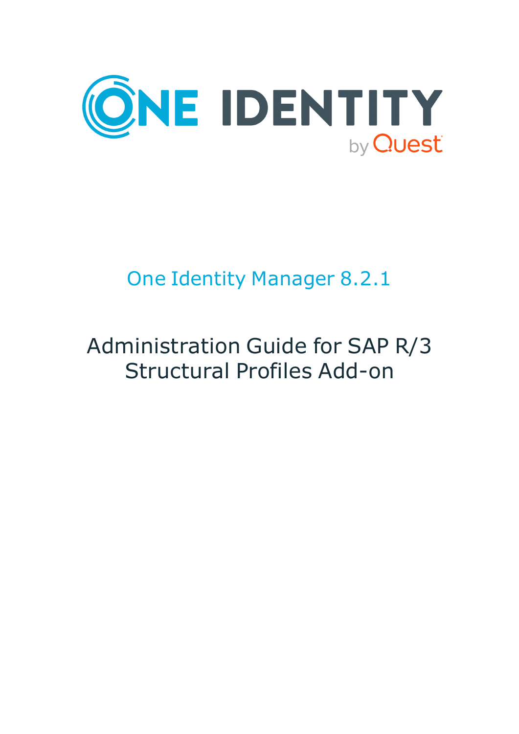# One Identity Manager 8.2.1

# Administration Guide for SAP R/3 Structural Profiles Add-on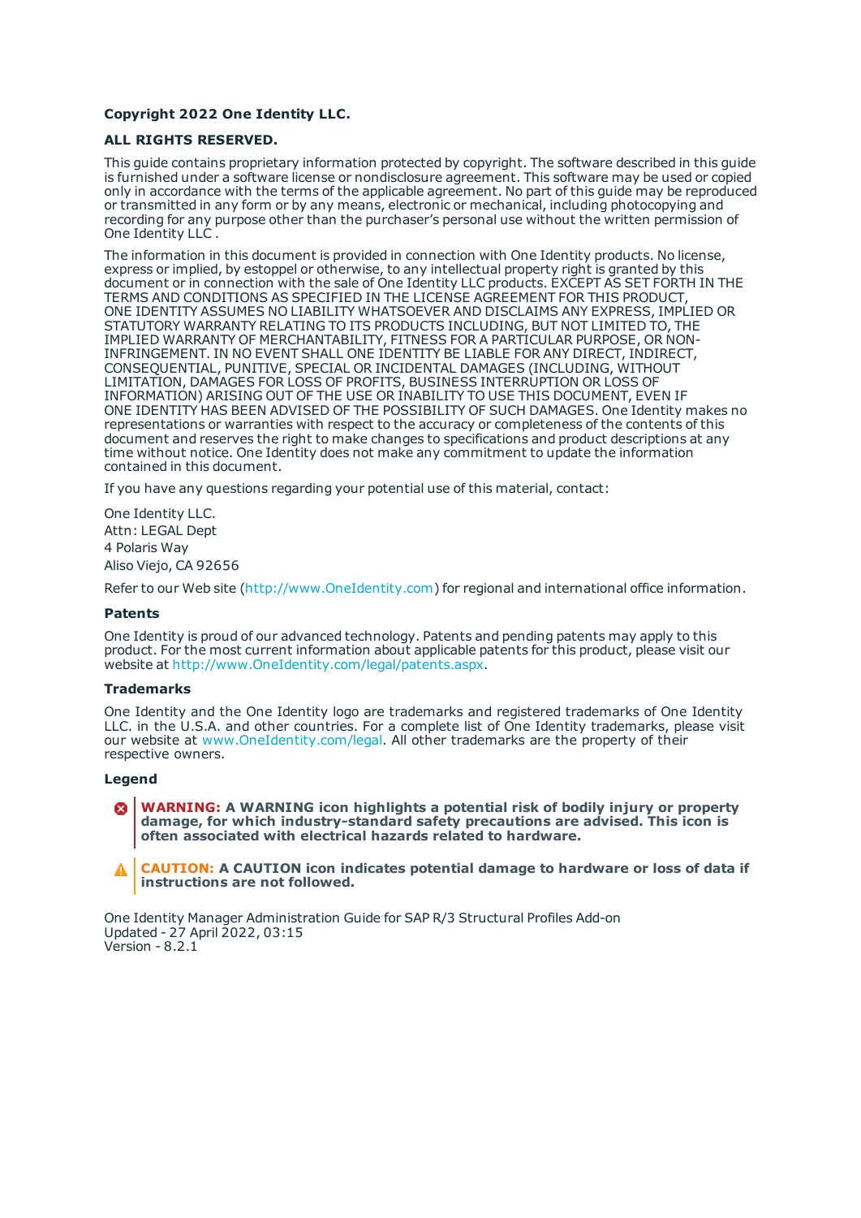**Copyright 2022 One Identity LLC.**

**ALL RIGHTS RESERVED.**

This guide contains proprietary information protected by copyright. The software described in this guide is furnished under a software license or nondisclosure agreement. This software may be used or copied only in accordance with the terms of the applicable agreement. No part of this guide may be reproduced or transmitted in any form or by any means, electronic or mechanical, including photocopying and recording for any purpose other than the purchaser's personal use without the written permission of One Identity LLC .

The information in this document is provided in connection with One Identity products. No license, express or implied, by estoppel or otherwise, to any intellectual property right is granted by this document or in connection with the sale of One Identity LLC products. EXCEPT AS SET FORTH IN THE TERMS AND CONDITIONS AS SPECIFIED IN THE LICENSE AGREEMENT FOR THIS PRODUCT, ONE IDENTITY ASSUMES NO LIABILITY WHATSOEVER AND DISCLAIMS ANY EXPRESS, IMPLIED OR STATUTORY WARRANTY RELATING TO ITS PRODUCTS INCLUDING, BUT NOT LIMITED TO, THE IMPLIED WARRANTY OF MERCHANTABILITY, FITNESS FOR A PARTICULAR PURPOSE, OR NON-INFRINGEMENT. IN NO EVENT SHALL ONE IDENTITY BE LIABLE FOR ANY DIRECT, INDIRECT, CONSEQUENTIAL, PUNITIVE, SPECIAL OR INCIDENTAL DAMAGES (INCLUDING, WITHOUT LIMITATION, DAMAGES FOR LOSS OF PROFITS, BUSINESS INTERRUPTION OR LOSS OF INFORMATION) ARISING OUT OF THE USE OR INABILITY TO USE THIS DOCUMENT, EVEN IF ONE IDENTITY HAS BEEN ADVISED OF THE POSSIBILITY OF SUCH DAMAGES. One Identity makes no representations or warranties with respect to the accuracy or completeness of the contents of this document and reserves the right to make changes to specifications and product descriptions at any time without notice. One Identity does not make any commitment to update the information contained in this document.

If you have any questions regarding your potential use of this material, contact:

One Identity LLC.
Attn: LEGAL Dept
4 Polaris Way
Aliso Viejo, CA 92656

Refer to our Web site (http://www.OneIdentity.com) for regional and international office information.

**Patents**

One Identity is proud of our advanced technology. Patents and pending patents may apply to this product. For the most current information about applicable patents for this product, please visit our website at http://www.OneIdentity.com/legal/patents.aspx.

**Trademarks**

One Identity and the One Identity logo are trademarks and registered trademarks of One Identity LLC. in the U.S.A. and other countries. For a complete list of One Identity trademarks, please visit our website at www.OneIdentity.com/legal. All other trademarks are the property of their respective owners.

**Legend**

**WARNING: A WARNING icon highlights a potential risk of bodily injury or property damage, for which industry-standard safety precautions are advised. This icon is often associated with electrical hazards related to hardware.**

**CAUTION: A CAUTION icon indicates potential damage to hardware or loss of data if instructions are not followed.**

One Identity Manager Administration Guide for SAP R/3 Structural Profiles Add-on
Updated - 27 April 2022, 03:15
Version - 8.2.1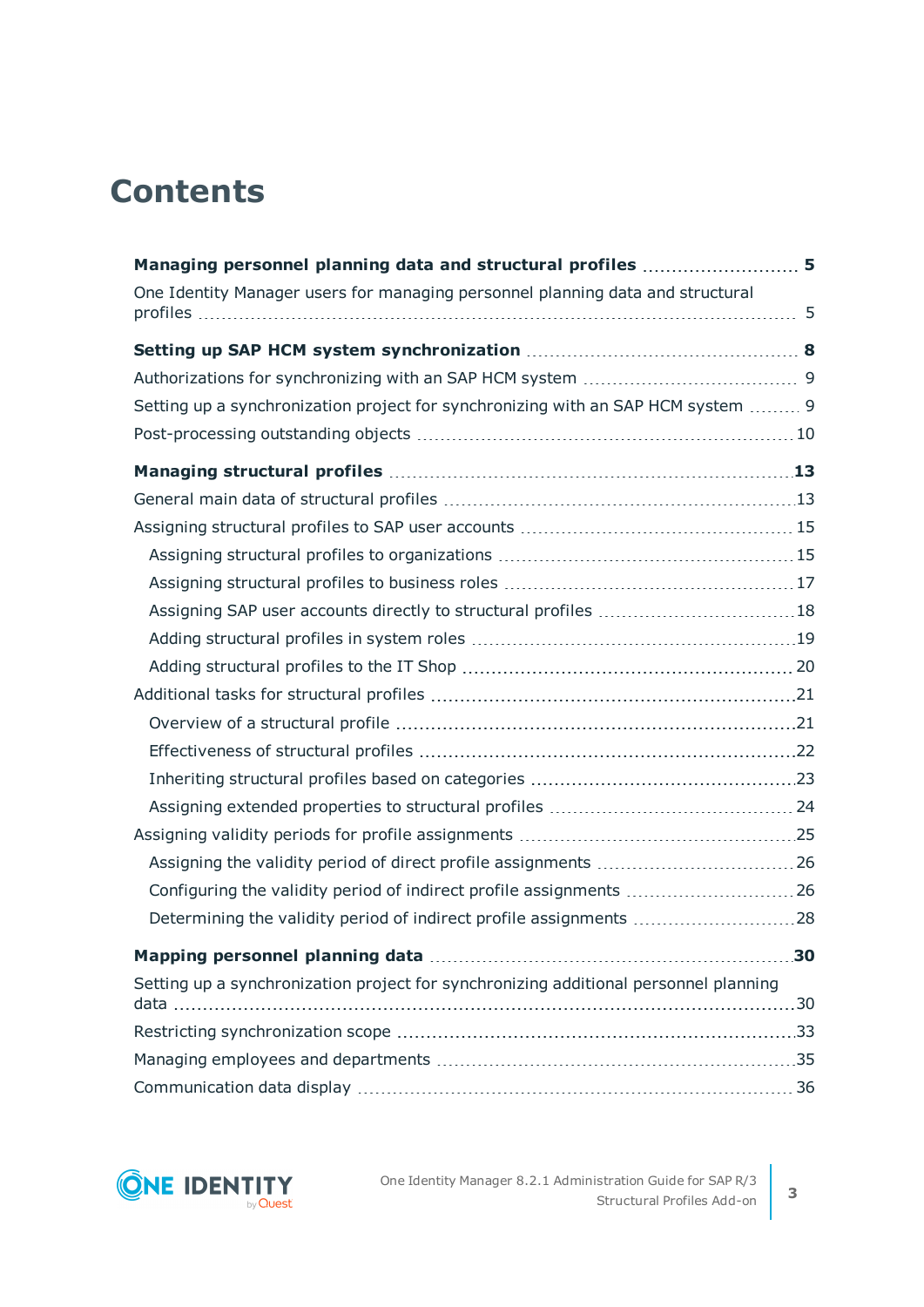# Contents

**Managing personnel planning data and structural profiles** 5

One Identity Manager users for managing personnel planning data and structural profiles 5

**Setting up SAP HCM system synchronization** 8

Authorizations for synchronizing with an SAP HCM system 9

Setting up a synchronization project for synchronizing with an SAP HCM system 9

Post-processing outstanding objects 10

**Managing structural profiles** 13

General main data of structural profiles 13

Assigning structural profiles to SAP user accounts 15

- Assigning structural profiles to organizations 15
- Assigning structural profiles to business roles 17
- Assigning SAP user accounts directly to structural profiles 18
- Adding structural profiles in system roles 19
- Adding structural profiles to the IT Shop 20

Additional tasks for structural profiles 21

- Overview of a structural profile 21
- Effectiveness of structural profiles 22
- Inheriting structural profiles based on categories 23
- Assigning extended properties to structural profiles 24

Assigning validity periods for profile assignments 25

- Assigning the validity period of direct profile assignments 26
- Configuring the validity period of indirect profile assignments 26
- Determining the validity period of indirect profile assignments 28

**Mapping personnel planning data** 30

Setting up a synchronization project for synchronizing additional personnel planning data 30

Restricting synchronization scope 33

Managing employees and departments 35

Communication data display 36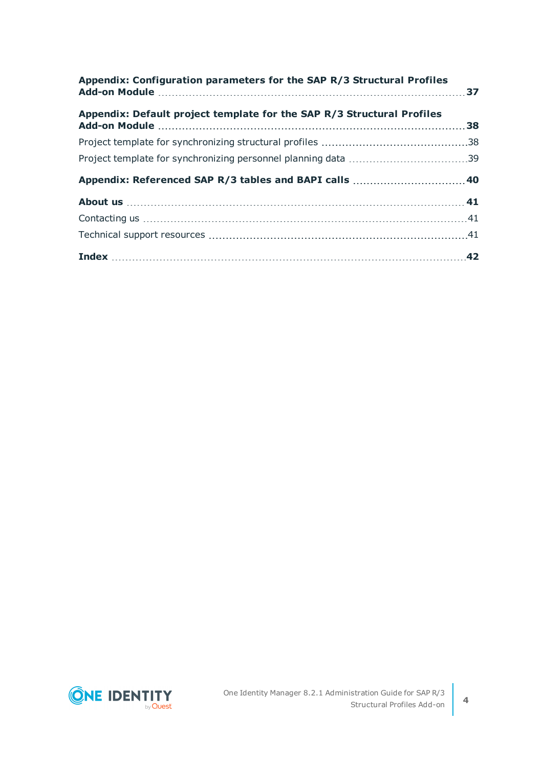**Appendix: Configuration parameters for the SAP R/3 Structural Profiles Add-on Module** ..... **37**

**Appendix: Default project template for the SAP R/3 Structural Profiles Add-on Module** ..... **38**

Project template for synchronizing structural profiles ..... 38

Project template for synchronizing personnel planning data ..... 39

**Appendix: Referenced SAP R/3 tables and BAPI calls** ..... **40**

**About us** ..... **41**

Contacting us ..... 41

Technical support resources ..... 41

**Index** ..... **42**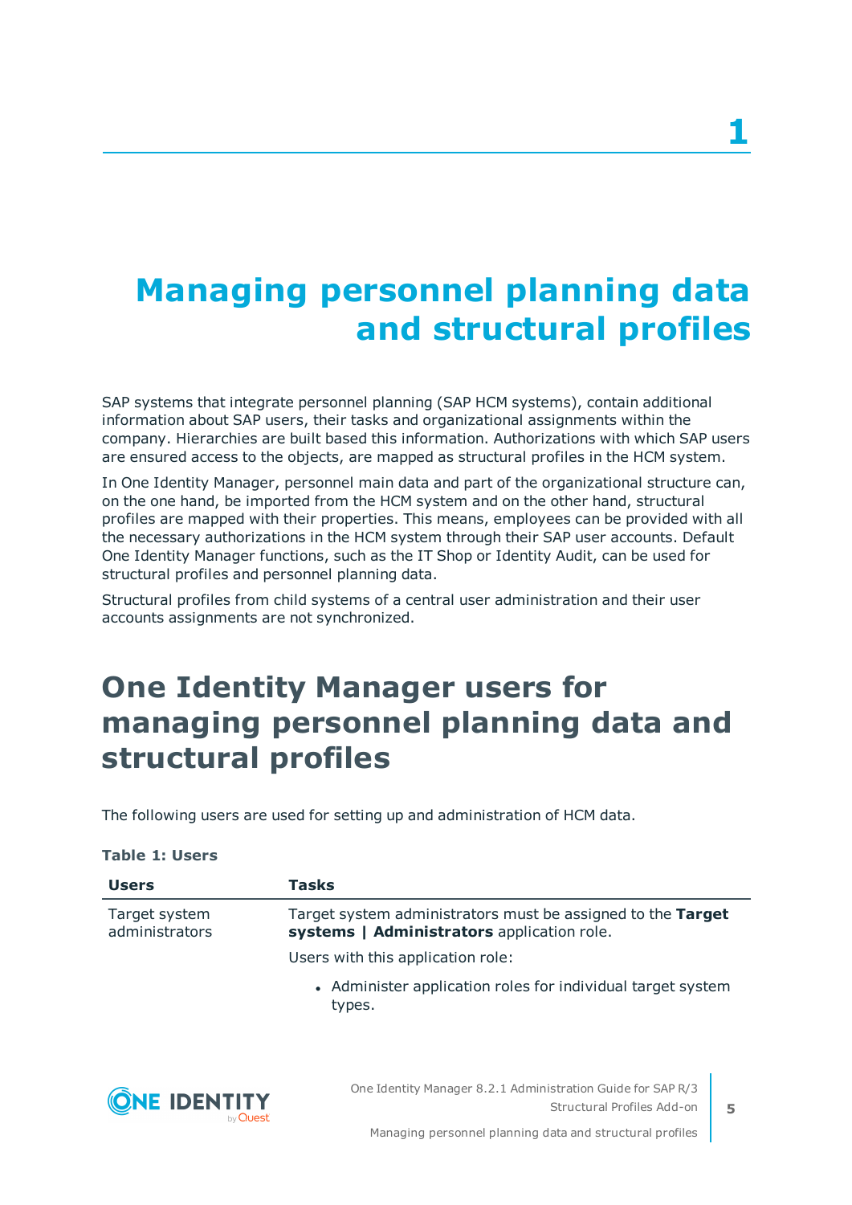# 1 Managing personnel planning data and structural profiles

SAP systems that integrate personnel planning (SAP HCM systems), contain additional information about SAP users, their tasks and organizational assignments within the company. Hierarchies are built based this information. Authorizations with which SAP users are ensured access to the objects, are mapped as structural profiles in the HCM system.

In One Identity Manager, personnel main data and part of the organizational structure can, on the one hand, be imported from the HCM system and on the other hand, structural profiles are mapped with their properties. This means, employees can be provided with all the necessary authorizations in the HCM system through their SAP user accounts. Default One Identity Manager functions, such as the IT Shop or Identity Audit, can be used for structural profiles and personnel planning data.

Structural profiles from child systems of a central user administration and their user accounts assignments are not synchronized.

## One Identity Manager users for managing personnel planning data and structural profiles

The following users are used for setting up and administration of HCM data.

**Table 1: Users**

| Users | Tasks |
|---|---|
| Target system administrators | Target system administrators must be assigned to the **Target systems \| Administrators** application role.<br><br>Users with this application role:<br><br>• Administer application roles for individual target system types. |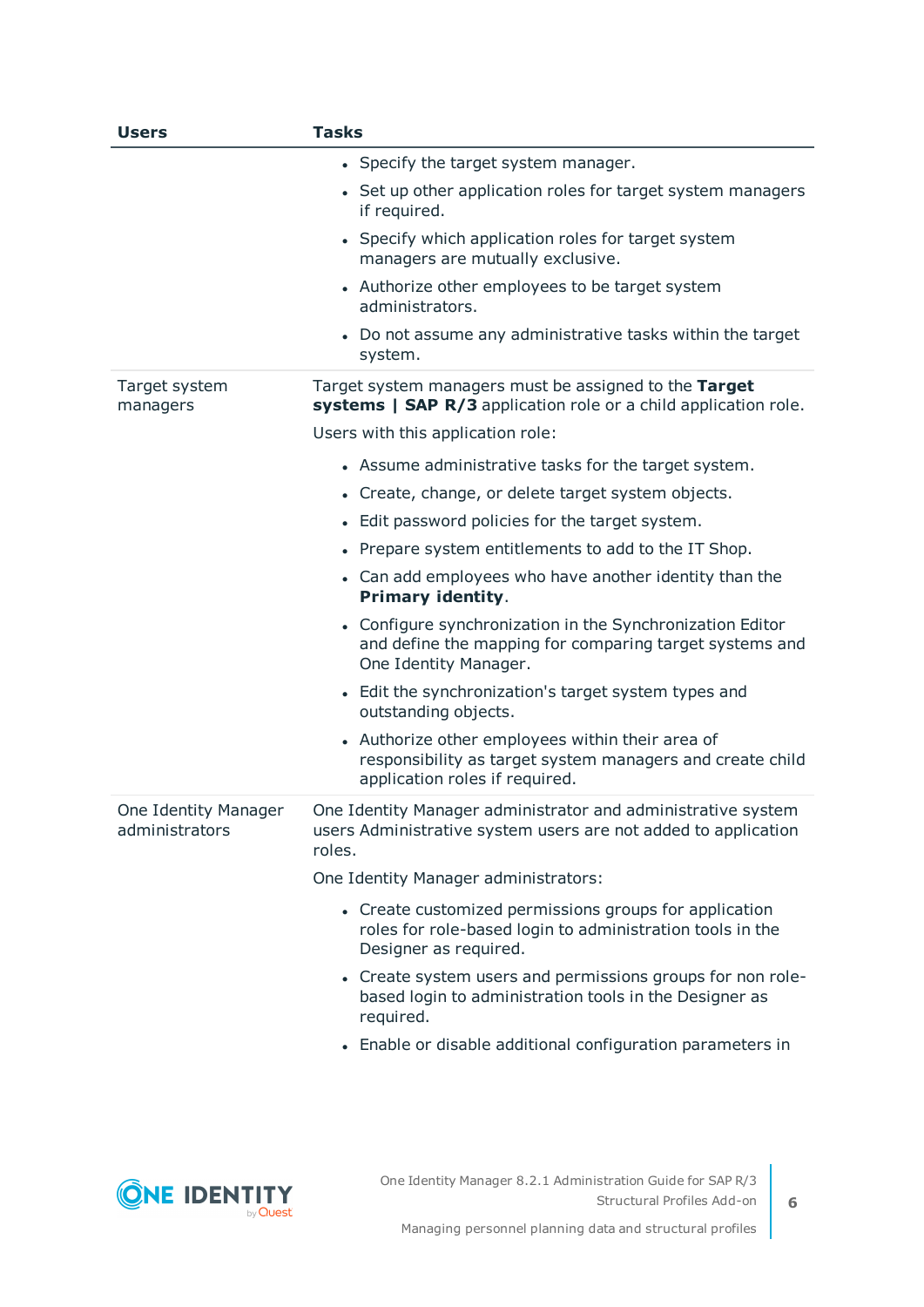| Users | Tasks |
|---|---|
| | <ul><li>Specify the target system manager.</li><li>Set up other application roles for target system managers if required.</li><li>Specify which application roles for target system managers are mutually exclusive.</li><li>Authorize other employees to be target system administrators.</li><li>Do not assume any administrative tasks within the target system.</li></ul> |
| Target system managers | Target system managers must be assigned to the **Target systems \| SAP R/3** application role or a child application role.<br><br>Users with this application role:<ul><li>Assume administrative tasks for the target system.</li><li>Create, change, or delete target system objects.</li><li>Edit password policies for the target system.</li><li>Prepare system entitlements to add to the IT Shop.</li><li>Can add employees who have another identity than the **Primary identity**.</li><li>Configure synchronization in the Synchronization Editor and define the mapping for comparing target systems and One Identity Manager.</li><li>Edit the synchronization's target system types and outstanding objects.</li><li>Authorize other employees within their area of responsibility as target system managers and create child application roles if required.</li></ul> |
| One Identity Manager administrators | One Identity Manager administrator and administrative system users Administrative system users are not added to application roles.<br><br>One Identity Manager administrators:<ul><li>Create customized permissions groups for application roles for role-based login to administration tools in the Designer as required.</li><li>Create system users and permissions groups for non role-based login to administration tools in the Designer as required.</li><li>Enable or disable additional configuration parameters in</li></ul> |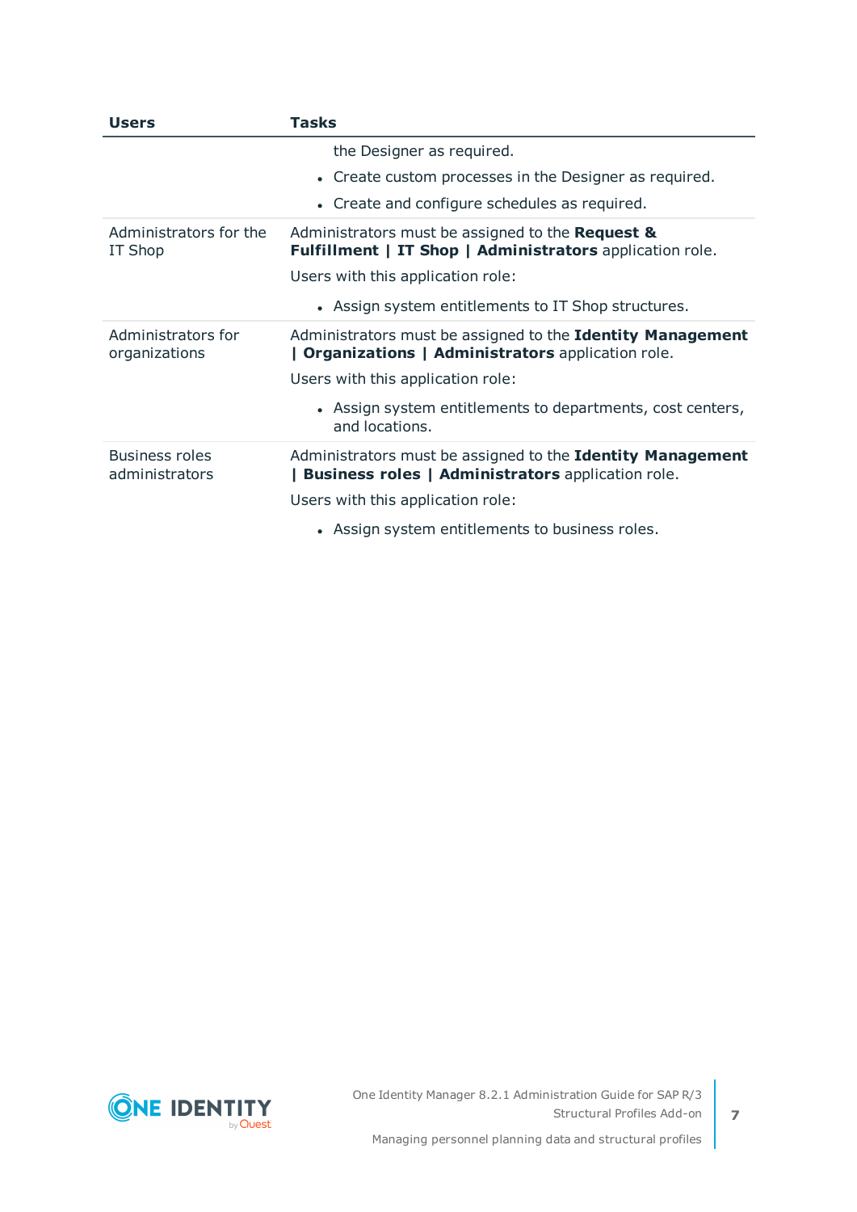| Users | Tasks |
|---|---|
| | the Designer as required.<br>• Create custom processes in the Designer as required.<br>• Create and configure schedules as required. |
| Administrators for the IT Shop | Administrators must be assigned to the **Request & Fulfillment \| IT Shop \| Administrators** application role.<br>Users with this application role:<br>• Assign system entitlements to IT Shop structures. |
| Administrators for organizations | Administrators must be assigned to the **Identity Management \| Organizations \| Administrators** application role.<br>Users with this application role:<br>• Assign system entitlements to departments, cost centers, and locations. |
| Business roles administrators | Administrators must be assigned to the **Identity Management \| Business roles \| Administrators** application role.<br>Users with this application role:<br>• Assign system entitlements to business roles. |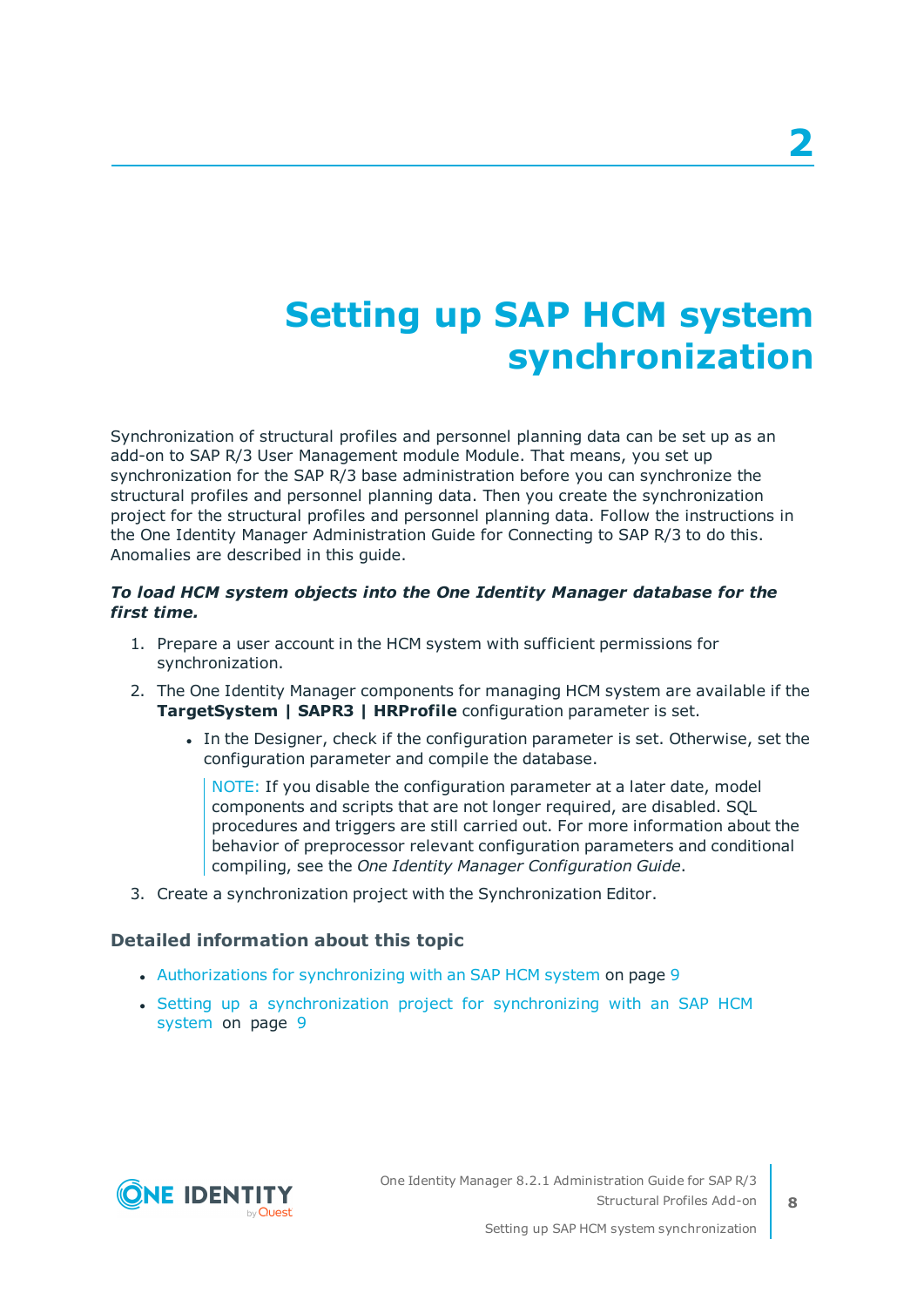# 2 Setting up SAP HCM system synchronization

Synchronization of structural profiles and personnel planning data can be set up as an add-on to SAP R/3 User Management module Module. That means, you set up synchronization for the SAP R/3 base administration before you can synchronize the structural profiles and personnel planning data. Then you create the synchronization project for the structural profiles and personnel planning data. Follow the instructions in the One Identity Manager Administration Guide for Connecting to SAP R/3 to do this. Anomalies are described in this guide.

***To load HCM system objects into the One Identity Manager database for the first time.***

1. Prepare a user account in the HCM system with sufficient permissions for synchronization.
2. The One Identity Manager components for managing HCM system are available if the **TargetSystem | SAPR3 | HRProfile** configuration parameter is set.
   - In the Designer, check if the configuration parameter is set. Otherwise, set the configuration parameter and compile the database.

     NOTE: If you disable the configuration parameter at a later date, model components and scripts that are not longer required, are disabled. SQL procedures and triggers are still carried out. For more information about the behavior of preprocessor relevant configuration parameters and conditional compiling, see the *One Identity Manager Configuration Guide*.
3. Create a synchronization project with the Synchronization Editor.

### Detailed information about this topic

- Authorizations for synchronizing with an SAP HCM system on page 9
- Setting up a synchronization project for synchronizing with an SAP HCM system on page 9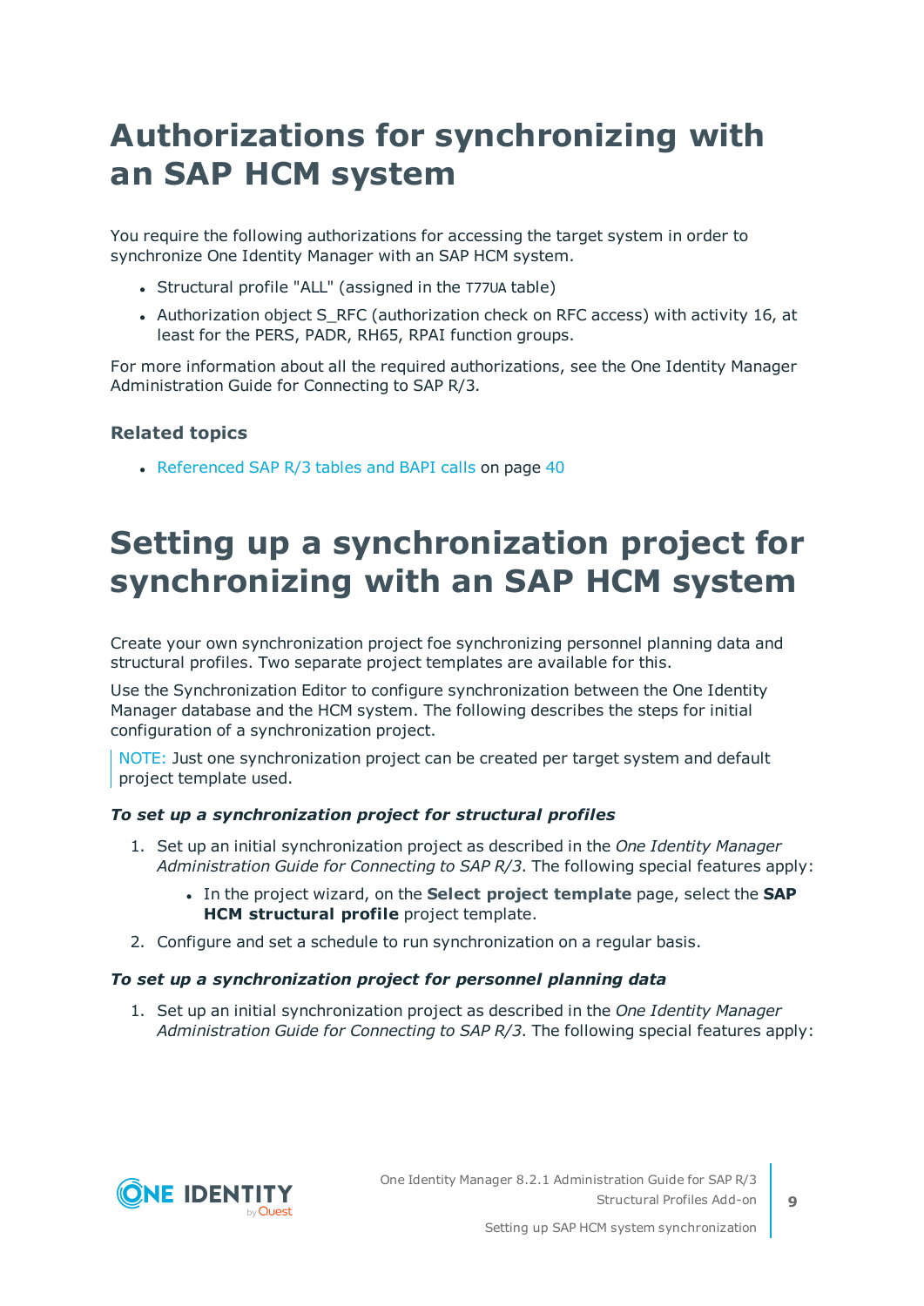# Authorizations for synchronizing with an SAP HCM system

You require the following authorizations for accessing the target system in order to synchronize One Identity Manager with an SAP HCM system.

- Structural profile "ALL" (assigned in the T77UA table)
- Authorization object S_RFC (authorization check on RFC access) with activity 16, at least for the PERS, PADR, RH65, RPAI function groups.

For more information about all the required authorizations, see the One Identity Manager Administration Guide for Connecting to SAP R/3.

### Related topics

- Referenced SAP R/3 tables and BAPI calls on page 40

# Setting up a synchronization project for synchronizing with an SAP HCM system

Create your own synchronization project foe synchronizing personnel planning data and structural profiles. Two separate project templates are available for this.

Use the Synchronization Editor to configure synchronization between the One Identity Manager database and the HCM system. The following describes the steps for initial configuration of a synchronization project.

> NOTE: Just one synchronization project can be created per target system and default project template used.

***To set up a synchronization project for structural profiles***

1. Set up an initial synchronization project as described in the *One Identity Manager Administration Guide for Connecting to SAP R/3*. The following special features apply:
   - In the project wizard, on the **Select project template** page, select the **SAP HCM structural profile** project template.
2. Configure and set a schedule to run synchronization on a regular basis.

***To set up a synchronization project for personnel planning data***

1. Set up an initial synchronization project as described in the *One Identity Manager Administration Guide for Connecting to SAP R/3*. The following special features apply: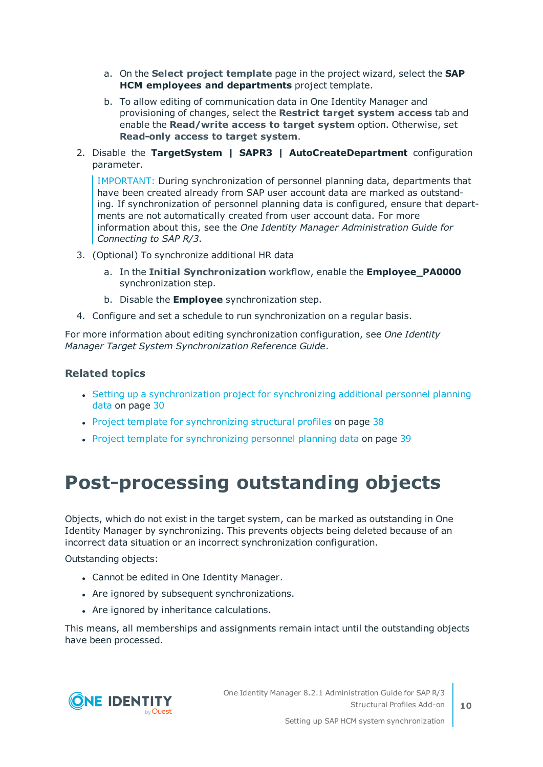a. On the **Select project template** page in the project wizard, select the **SAP HCM employees and departments** project template.

   b. To allow editing of communication data in One Identity Manager and provisioning of changes, select the **Restrict target system access** tab and enable the **Read/write access to target system** option. Otherwise, set **Read-only access to target system**.

2. Disable the **TargetSystem | SAPR3 | AutoCreateDepartment** configuration parameter.

   IMPORTANT: During synchronization of personnel planning data, departments that have been created already from SAP user account data are marked as outstanding. If synchronization of personnel planning data is configured, ensure that departments are not automatically created from user account data. For more information about this, see the *One Identity Manager Administration Guide for Connecting to SAP R/3*.

3. (Optional) To synchronize additional HR data

   a. In the **Initial Synchronization** workflow, enable the **Employee_PA0000** synchronization step.

   b. Disable the **Employee** synchronization step.

4. Configure and set a schedule to run synchronization on a regular basis.

For more information about editing synchronization configuration, see *One Identity Manager Target System Synchronization Reference Guide*.

### Related topics

- Setting up a synchronization project for synchronizing additional personnel planning data on page 30
- Project template for synchronizing structural profiles on page 38
- Project template for synchronizing personnel planning data on page 39

# Post-processing outstanding objects

Objects, which do not exist in the target system, can be marked as outstanding in One Identity Manager by synchronizing. This prevents objects being deleted because of an incorrect data situation or an incorrect synchronization configuration.

Outstanding objects:

- Cannot be edited in One Identity Manager.
- Are ignored by subsequent synchronizations.
- Are ignored by inheritance calculations.

This means, all memberships and assignments remain intact until the outstanding objects have been processed.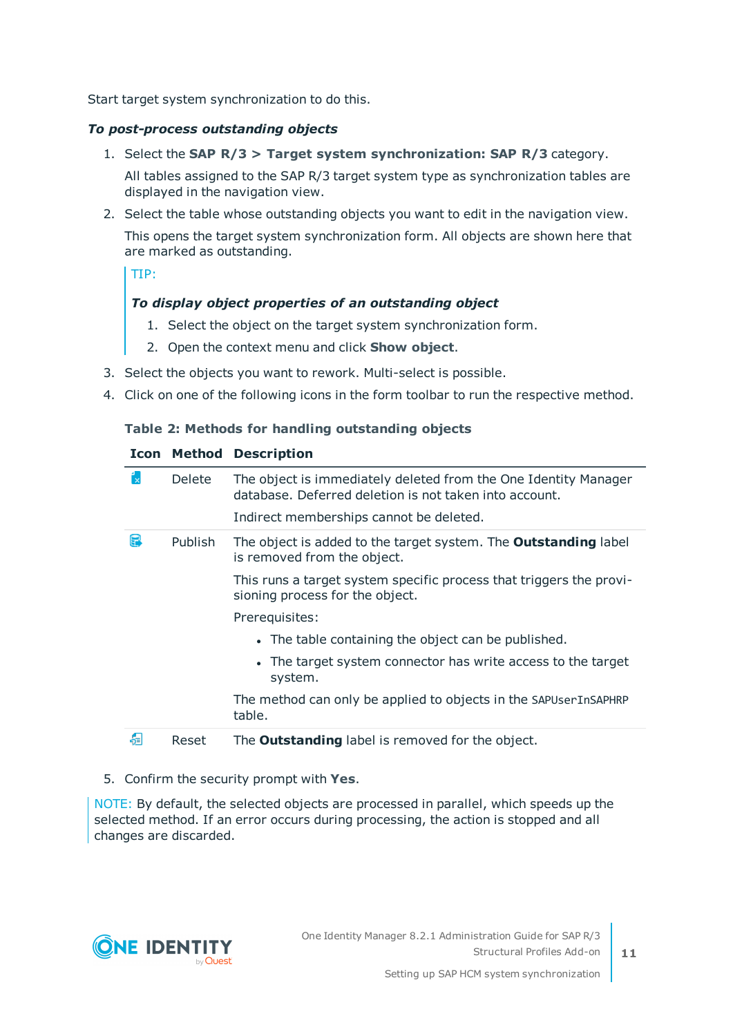Start target system synchronization to do this.

***To post-process outstanding objects***

1. Select the **SAP R/3 > Target system synchronization: SAP R/3** category.

   All tables assigned to the SAP R/3 target system type as synchronization tables are displayed in the navigation view.

2. Select the table whose outstanding objects you want to edit in the navigation view.

   This opens the target system synchronization form. All objects are shown here that are marked as outstanding.

   > TIP:
   >
   > ***To display object properties of an outstanding object***
   >
   > 1. Select the object on the target system synchronization form.
   > 2. Open the context menu and click **Show object**.

3. Select the objects you want to rework. Multi-select is possible.

4. Click on one of the following icons in the form toolbar to run the respective method.

   **Table 2: Methods for handling outstanding objects**

   | Icon | Method | Description |
   |---|---|---|
   | | Delete | The object is immediately deleted from the One Identity Manager database. Deferred deletion is not taken into account.<br>Indirect memberships cannot be deleted. |
   | | Publish | The object is added to the target system. The **Outstanding** label is removed from the object.<br>This runs a target system specific process that triggers the provisioning process for the object.<br>Prerequisites:<br>• The table containing the object can be published.<br>• The target system connector has write access to the target system.<br>The method can only be applied to objects in the `SAPUserInSAPHRP` table. |
   | | Reset | The **Outstanding** label is removed for the object. |

5. Confirm the security prompt with **Yes**.

> NOTE: By default, the selected objects are processed in parallel, which speeds up the selected method. If an error occurs during processing, the action is stopped and all changes are discarded.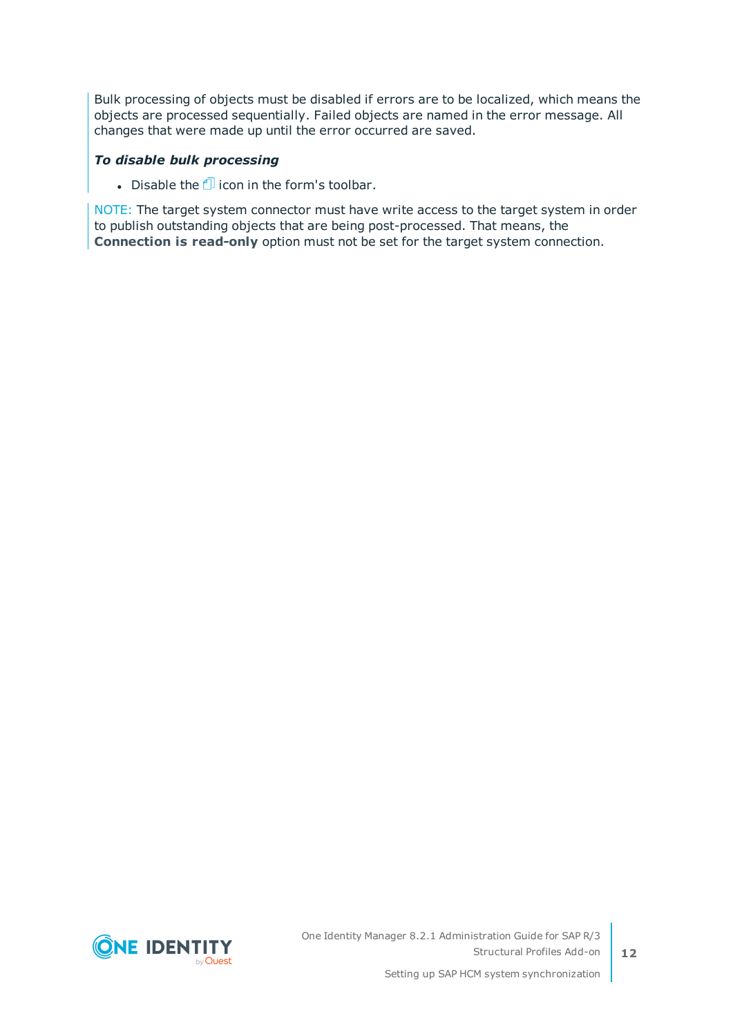Bulk processing of objects must be disabled if errors are to be localized, which means the objects are processed sequentially. Failed objects are named in the error message. All changes that were made up until the error occurred are saved.

***To disable bulk processing***

- Disable the icon in the form's toolbar.

NOTE: The target system connector must have write access to the target system in order to publish outstanding objects that are being post-processed. That means, the **Connection is read-only** option must not be set for the target system connection.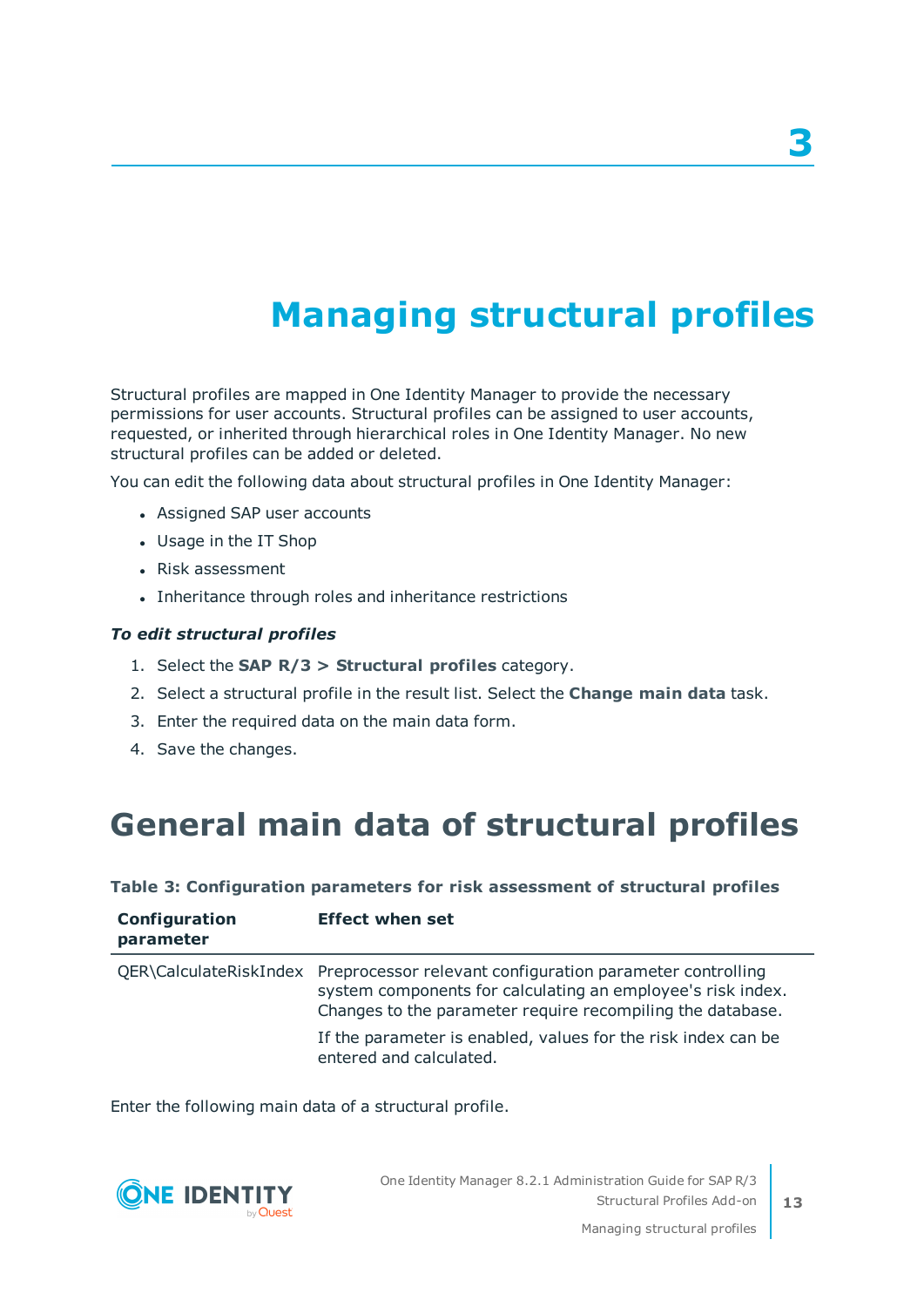# 3

# Managing structural profiles

Structural profiles are mapped in One Identity Manager to provide the necessary permissions for user accounts. Structural profiles can be assigned to user accounts, requested, or inherited through hierarchical roles in One Identity Manager. No new structural profiles can be added or deleted.

You can edit the following data about structural profiles in One Identity Manager:

- Assigned SAP user accounts
- Usage in the IT Shop
- Risk assessment
- Inheritance through roles and inheritance restrictions

***To edit structural profiles***

1. Select the **SAP R/3 > Structural profiles** category.
2. Select a structural profile in the result list. Select the **Change main data** task.
3. Enter the required data on the main data form.
4. Save the changes.

## General main data of structural profiles

**Table 3: Configuration parameters for risk assessment of structural profiles**

| Configuration parameter | Effect when set |
|---|---|
| QER\CalculateRiskIndex | Preprocessor relevant configuration parameter controlling system components for calculating an employee's risk index. Changes to the parameter require recompiling the database. If the parameter is enabled, values for the risk index can be entered and calculated. |

Enter the following main data of a structural profile.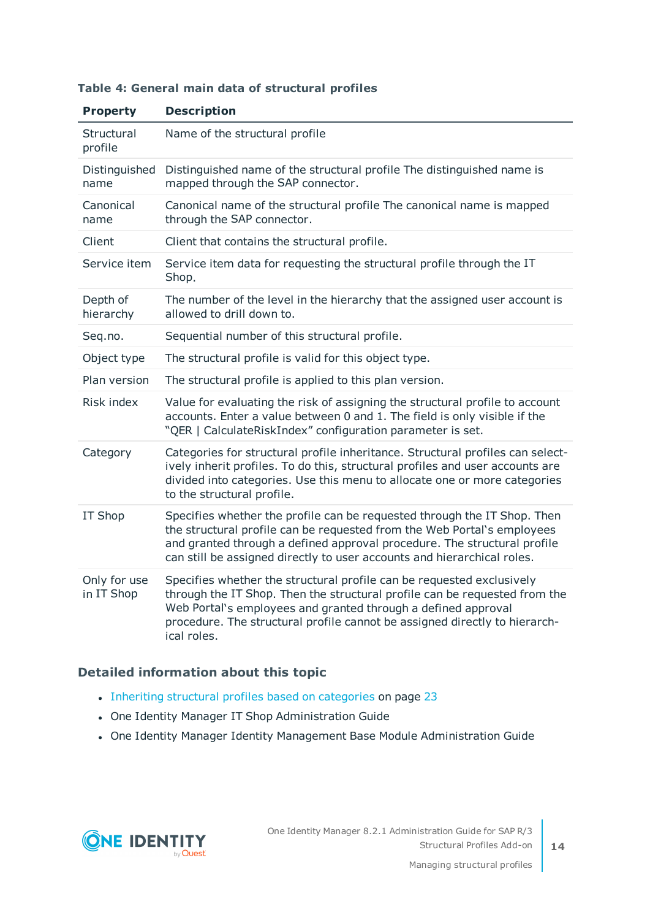**Table 4: General main data of structural profiles**

| Property | Description |
|---|---|
| Structural profile | Name of the structural profile |
| Distinguished name | Distinguished name of the structural profile The distinguished name is mapped through the SAP connector. |
| Canonical name | Canonical name of the structural profile The canonical name is mapped through the SAP connector. |
| Client | Client that contains the structural profile. |
| Service item | Service item data for requesting the structural profile through the IT Shop. |
| Depth of hierarchy | The number of the level in the hierarchy that the assigned user account is allowed to drill down to. |
| Seq.no. | Sequential number of this structural profile. |
| Object type | The structural profile is valid for this object type. |
| Plan version | The structural profile is applied to this plan version. |
| Risk index | Value for evaluating the risk of assigning the structural profile to account accounts. Enter a value between 0 and 1. The field is only visible if the "QER \| CalculateRiskIndex" configuration parameter is set. |
| Category | Categories for structural profile inheritance. Structural profiles can selectively inherit profiles. To do this, structural profiles and user accounts are divided into categories. Use this menu to allocate one or more categories to the structural profile. |
| IT Shop | Specifies whether the profile can be requested through the IT Shop. Then the structural profile can be requested from the Web Portal's employees and granted through a defined approval procedure. The structural profile can still be assigned directly to user accounts and hierarchical roles. |
| Only for use in IT Shop | Specifies whether the structural profile can be requested exclusively through the IT Shop. Then the structural profile can be requested from the Web Portal's employees and granted through a defined approval procedure. The structural profile cannot be assigned directly to hierarchical roles. |

## Detailed information about this topic

- Inheriting structural profiles based on categories on page 23
- One Identity Manager IT Shop Administration Guide
- One Identity Manager Identity Management Base Module Administration Guide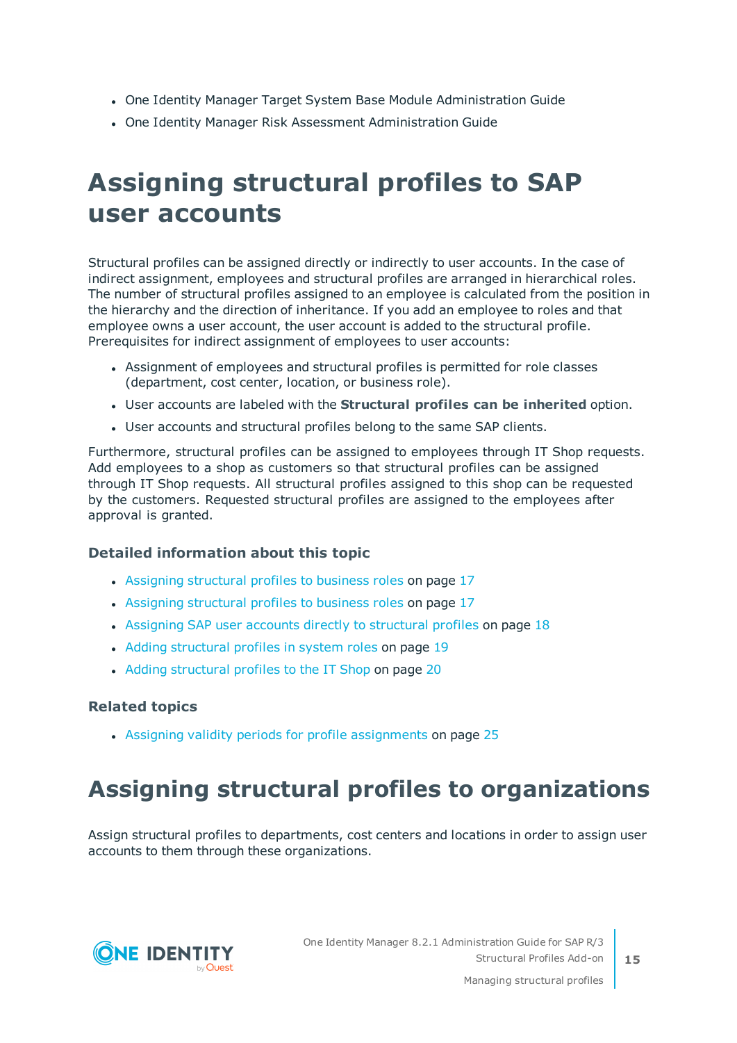- One Identity Manager Target System Base Module Administration Guide
- One Identity Manager Risk Assessment Administration Guide

# Assigning structural profiles to SAP user accounts

Structural profiles can be assigned directly or indirectly to user accounts. In the case of indirect assignment, employees and structural profiles are arranged in hierarchical roles. The number of structural profiles assigned to an employee is calculated from the position in the hierarchy and the direction of inheritance. If you add an employee to roles and that employee owns a user account, the user account is added to the structural profile. Prerequisites for indirect assignment of employees to user accounts:

- Assignment of employees and structural profiles is permitted for role classes (department, cost center, location, or business role).
- User accounts are labeled with the **Structural profiles can be inherited** option.
- User accounts and structural profiles belong to the same SAP clients.

Furthermore, structural profiles can be assigned to employees through IT Shop requests. Add employees to a shop as customers so that structural profiles can be assigned through IT Shop requests. All structural profiles assigned to this shop can be requested by the customers. Requested structural profiles are assigned to the employees after approval is granted.

### Detailed information about this topic

- Assigning structural profiles to business roles on page 17
- Assigning structural profiles to business roles on page 17
- Assigning SAP user accounts directly to structural profiles on page 18
- Adding structural profiles in system roles on page 19
- Adding structural profiles to the IT Shop on page 20

### Related topics

- Assigning validity periods for profile assignments on page 25

# Assigning structural profiles to organizations

Assign structural profiles to departments, cost centers and locations in order to assign user accounts to them through these organizations.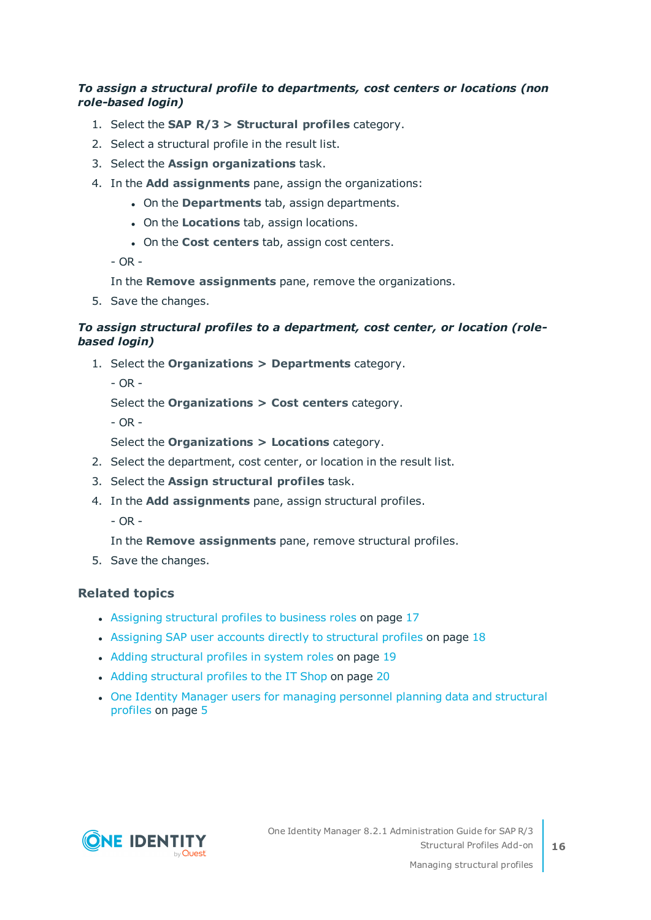***To assign a structural profile to departments, cost centers or locations (non role-based login)***

1. Select the **SAP R/3 > Structural profiles** category.
2. Select a structural profile in the result list.
3. Select the **Assign organizations** task.
4. In the **Add assignments** pane, assign the organizations:
   - On the **Departments** tab, assign departments.
   - On the **Locations** tab, assign locations.
   - On the **Cost centers** tab, assign cost centers.

   - OR -

   In the **Remove assignments** pane, remove the organizations.
5. Save the changes.

***To assign structural profiles to a department, cost center, or location (role-based login)***

1. Select the **Organizations > Departments** category.

   - OR -

   Select the **Organizations > Cost centers** category.

   - OR -

   Select the **Organizations > Locations** category.
2. Select the department, cost center, or location in the result list.
3. Select the **Assign structural profiles** task.
4. In the **Add assignments** pane, assign structural profiles.

   - OR -

   In the **Remove assignments** pane, remove structural profiles.
5. Save the changes.

### Related topics

- Assigning structural profiles to business roles on page 17
- Assigning SAP user accounts directly to structural profiles on page 18
- Adding structural profiles in system roles on page 19
- Adding structural profiles to the IT Shop on page 20
- One Identity Manager users for managing personnel planning data and structural profiles on page 5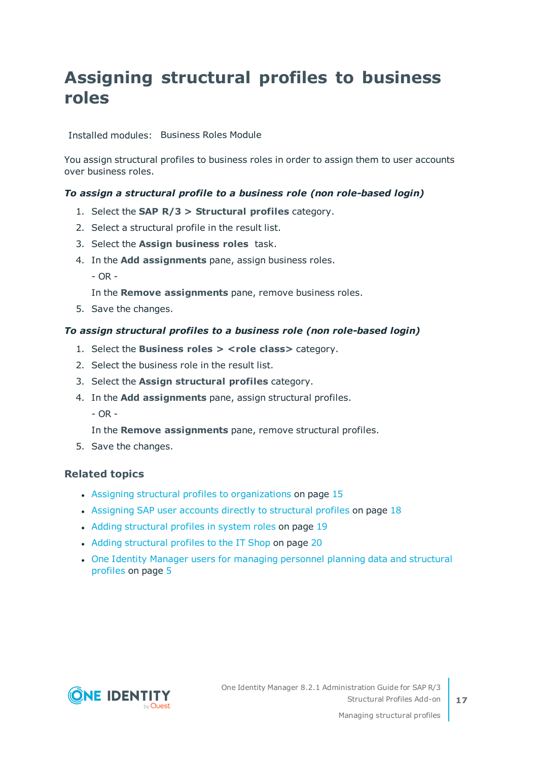# Assigning structural profiles to business roles

Installed modules: Business Roles Module

You assign structural profiles to business roles in order to assign them to user accounts over business roles.

***To assign a structural profile to a business role (non role-based login)***

1. Select the **SAP R/3 > Structural profiles** category.
2. Select a structural profile in the result list.
3. Select the **Assign business roles** task.
4. In the **Add assignments** pane, assign business roles.

   - OR -

   In the **Remove assignments** pane, remove business roles.
5. Save the changes.

***To assign structural profiles to a business role (non role-based login)***

1. Select the **Business roles > <role class>** category.
2. Select the business role in the result list.
3. Select the **Assign structural profiles** category.
4. In the **Add assignments** pane, assign structural profiles.

   - OR -

   In the **Remove assignments** pane, remove structural profiles.
5. Save the changes.

### Related topics

- Assigning structural profiles to organizations on page 15
- Assigning SAP user accounts directly to structural profiles on page 18
- Adding structural profiles in system roles on page 19
- Adding structural profiles to the IT Shop on page 20
- One Identity Manager users for managing personnel planning data and structural profiles on page 5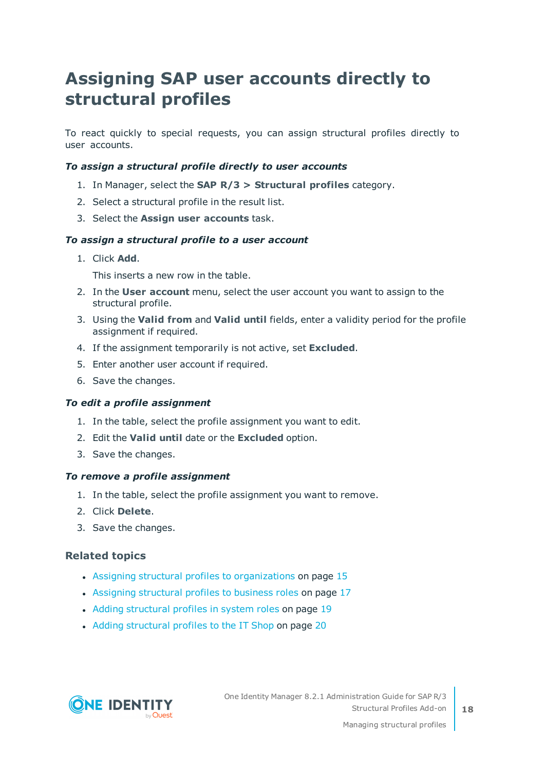# Assigning SAP user accounts directly to structural profiles

To react quickly to special requests, you can assign structural profiles directly to user accounts.

***To assign a structural profile directly to user accounts***

1. In Manager, select the **SAP R/3 > Structural profiles** category.
2. Select a structural profile in the result list.
3. Select the **Assign user accounts** task.

***To assign a structural profile to a user account***

1. Click **Add**.

   This inserts a new row in the table.
2. In the **User account** menu, select the user account you want to assign to the structural profile.
3. Using the **Valid from** and **Valid until** fields, enter a validity period for the profile assignment if required.
4. If the assignment temporarily is not active, set **Excluded**.
5. Enter another user account if required.
6. Save the changes.

***To edit a profile assignment***

1. In the table, select the profile assignment you want to edit.
2. Edit the **Valid until** date or the **Excluded** option.
3. Save the changes.

***To remove a profile assignment***

1. In the table, select the profile assignment you want to remove.
2. Click **Delete**.
3. Save the changes.

### Related topics

- Assigning structural profiles to organizations on page 15
- Assigning structural profiles to business roles on page 17
- Adding structural profiles in system roles on page 19
- Adding structural profiles to the IT Shop on page 20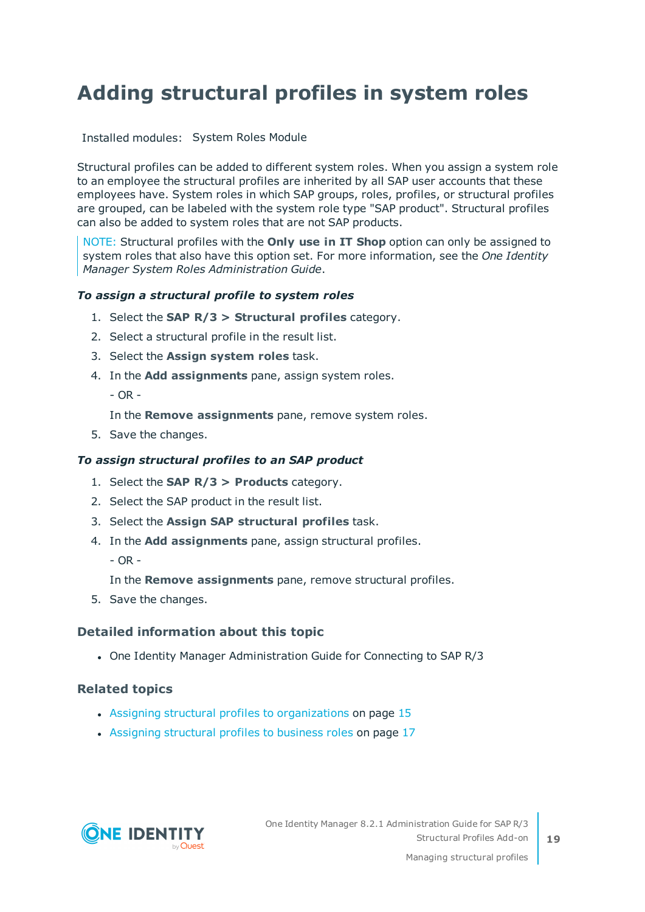# Adding structural profiles in system roles

Installed modules: System Roles Module

Structural profiles can be added to different system roles. When you assign a system role to an employee the structural profiles are inherited by all SAP user accounts that these employees have. System roles in which SAP groups, roles, profiles, or structural profiles are grouped, can be labeled with the system role type "SAP product". Structural profiles can also be added to system roles that are not SAP products.

> NOTE: Structural profiles with the **Only use in IT Shop** option can only be assigned to system roles that also have this option set. For more information, see the *One Identity Manager System Roles Administration Guide*.

***To assign a structural profile to system roles***

1. Select the **SAP R/3 > Structural profiles** category.
2. Select a structural profile in the result list.
3. Select the **Assign system roles** task.
4. In the **Add assignments** pane, assign system roles.

   \- OR -

   In the **Remove assignments** pane, remove system roles.
5. Save the changes.

***To assign structural profiles to an SAP product***

1. Select the **SAP R/3 > Products** category.
2. Select the SAP product in the result list.
3. Select the **Assign SAP structural profiles** task.
4. In the **Add assignments** pane, assign structural profiles.

   \- OR -

   In the **Remove assignments** pane, remove structural profiles.
5. Save the changes.

### Detailed information about this topic

- One Identity Manager Administration Guide for Connecting to SAP R/3

### Related topics

- Assigning structural profiles to organizations on page 15
- Assigning structural profiles to business roles on page 17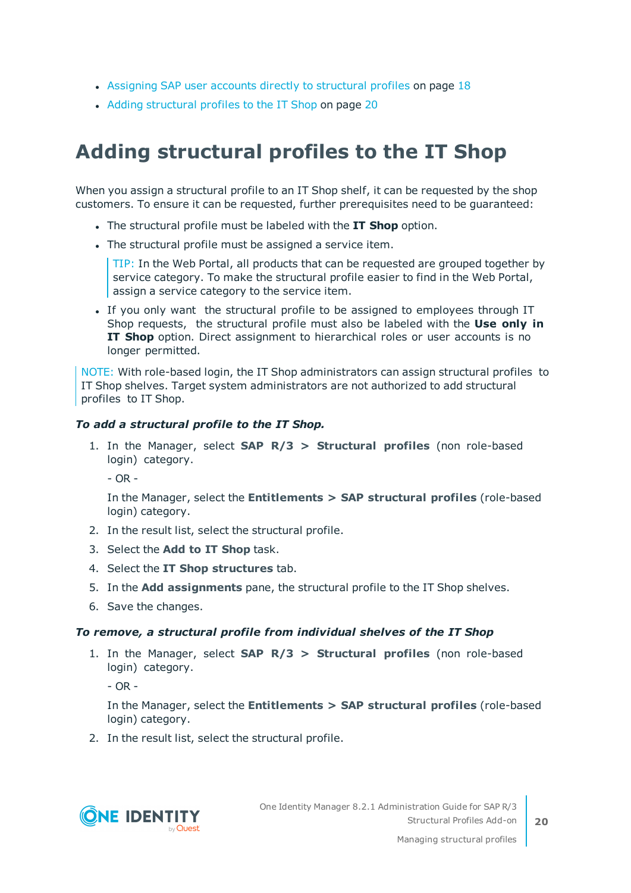- Assigning SAP user accounts directly to structural profiles on page 18
- Adding structural profiles to the IT Shop on page 20

# Adding structural profiles to the IT Shop

When you assign a structural profile to an IT Shop shelf, it can be requested by the shop customers. To ensure it can be requested, further prerequisites need to be guaranteed:

- The structural profile must be labeled with the **IT Shop** option.
- The structural profile must be assigned a service item.

  > TIP: In the Web Portal, all products that can be requested are grouped together by service category. To make the structural profile easier to find in the Web Portal, assign a service category to the service item.

- If you only want the structural profile to be assigned to employees through IT Shop requests, the structural profile must also be labeled with the **Use only in IT Shop** option. Direct assignment to hierarchical roles or user accounts is no longer permitted.

> NOTE: With role-based login, the IT Shop administrators can assign structural profiles to IT Shop shelves. Target system administrators are not authorized to add structural profiles to IT Shop.

***To add a structural profile to the IT Shop.***

1. In the Manager, select **SAP R/3 > Structural profiles** (non role-based login) category.

   - OR -

   In the Manager, select the **Entitlements > SAP structural profiles** (role-based login) category.
2. In the result list, select the structural profile.
3. Select the **Add to IT Shop** task.
4. Select the **IT Shop structures** tab.
5. In the **Add assignments** pane, the structural profile to the IT Shop shelves.
6. Save the changes.

***To remove, a structural profile from individual shelves of the IT Shop***

1. In the Manager, select **SAP R/3 > Structural profiles** (non role-based login) category.

   - OR -

   In the Manager, select the **Entitlements > SAP structural profiles** (role-based login) category.
2. In the result list, select the structural profile.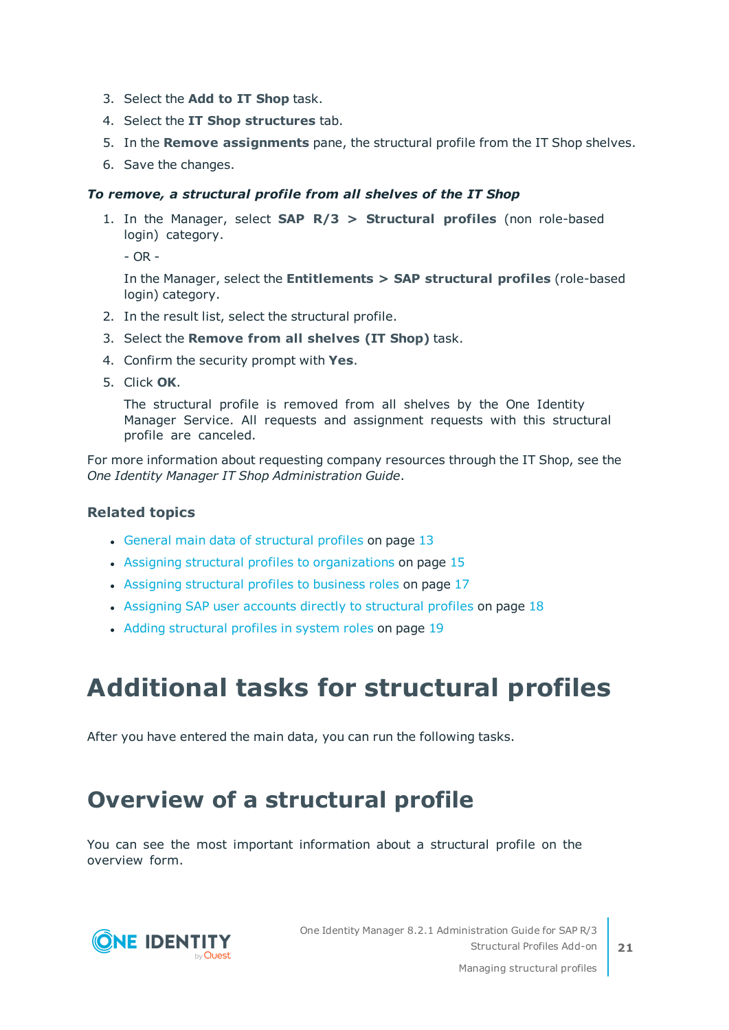3. Select the **Add to IT Shop** task.
4. Select the **IT Shop structures** tab.
5. In the **Remove assignments** pane, the structural profile from the IT Shop shelves.
6. Save the changes.

***To remove, a structural profile from all shelves of the IT Shop***

1. In the Manager, select **SAP R/3 > Structural profiles** (non role-based login) category.

   - OR -

   In the Manager, select the **Entitlements > SAP structural profiles** (role-based login) category.
2. In the result list, select the structural profile.
3. Select the **Remove from all shelves (IT Shop)** task.
4. Confirm the security prompt with **Yes**.
5. Click **OK**.

   The structural profile is removed from all shelves by the One Identity Manager Service. All requests and assignment requests with this structural profile are canceled.

For more information about requesting company resources through the IT Shop, see the *One Identity Manager IT Shop Administration Guide*.

### Related topics

- General main data of structural profiles on page 13
- Assigning structural profiles to organizations on page 15
- Assigning structural profiles to business roles on page 17
- Assigning SAP user accounts directly to structural profiles on page 18
- Adding structural profiles in system roles on page 19

# Additional tasks for structural profiles

After you have entered the main data, you can run the following tasks.

## Overview of a structural profile

You can see the most important information about a structural profile on the overview form.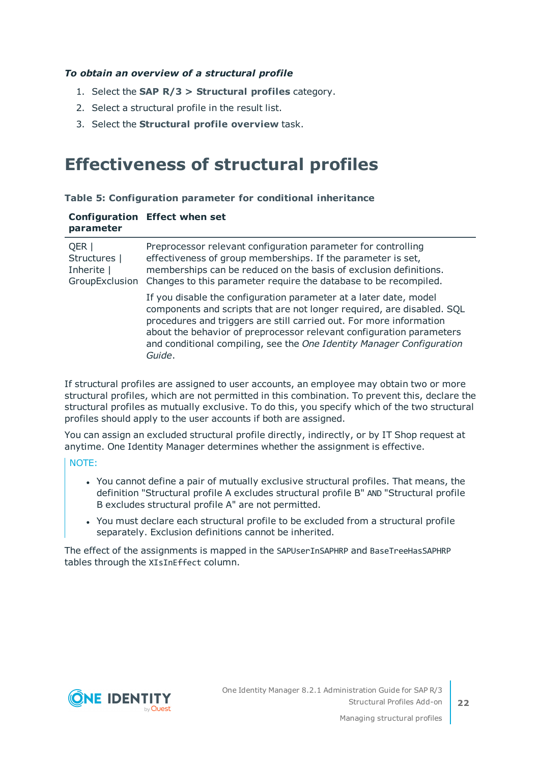*To obtain an overview of a structural profile*

1. Select the **SAP R/3 > Structural profiles** category.
2. Select a structural profile in the result list.
3. Select the **Structural profile overview** task.

# Effectiveness of structural profiles

**Table 5: Configuration parameter for conditional inheritance**

| Configuration parameter | Effect when set |
|---|---|
| QER \| Structures \| Inherite \| GroupExclusion | Preprocessor relevant configuration parameter for controlling effectiveness of group memberships. If the parameter is set, memberships can be reduced on the basis of exclusion definitions. Changes to this parameter require the database to be recompiled.<br><br>If you disable the configuration parameter at a later date, model components and scripts that are not longer required, are disabled. SQL procedures and triggers are still carried out. For more information about the behavior of preprocessor relevant configuration parameters and conditional compiling, see the *One Identity Manager Configuration Guide*. |

If structural profiles are assigned to user accounts, an employee may obtain two or more structural profiles, which are not permitted in this combination. To prevent this, declare the structural profiles as mutually exclusive. To do this, you specify which of the two structural profiles should apply to the user accounts if both are assigned.

You can assign an excluded structural profile directly, indirectly, or by IT Shop request at anytime. One Identity Manager determines whether the assignment is effective.

NOTE:

- You cannot define a pair of mutually exclusive structural profiles. That means, the definition "Structural profile A excludes structural profile B" AND "Structural profile B excludes structural profile A" are not permitted.
- You must declare each structural profile to be excluded from a structural profile separately. Exclusion definitions cannot be inherited.

The effect of the assignments is mapped in the SAPUserInSAPHRP and BaseTreeHasSAPHRP tables through the XIsInEffect column.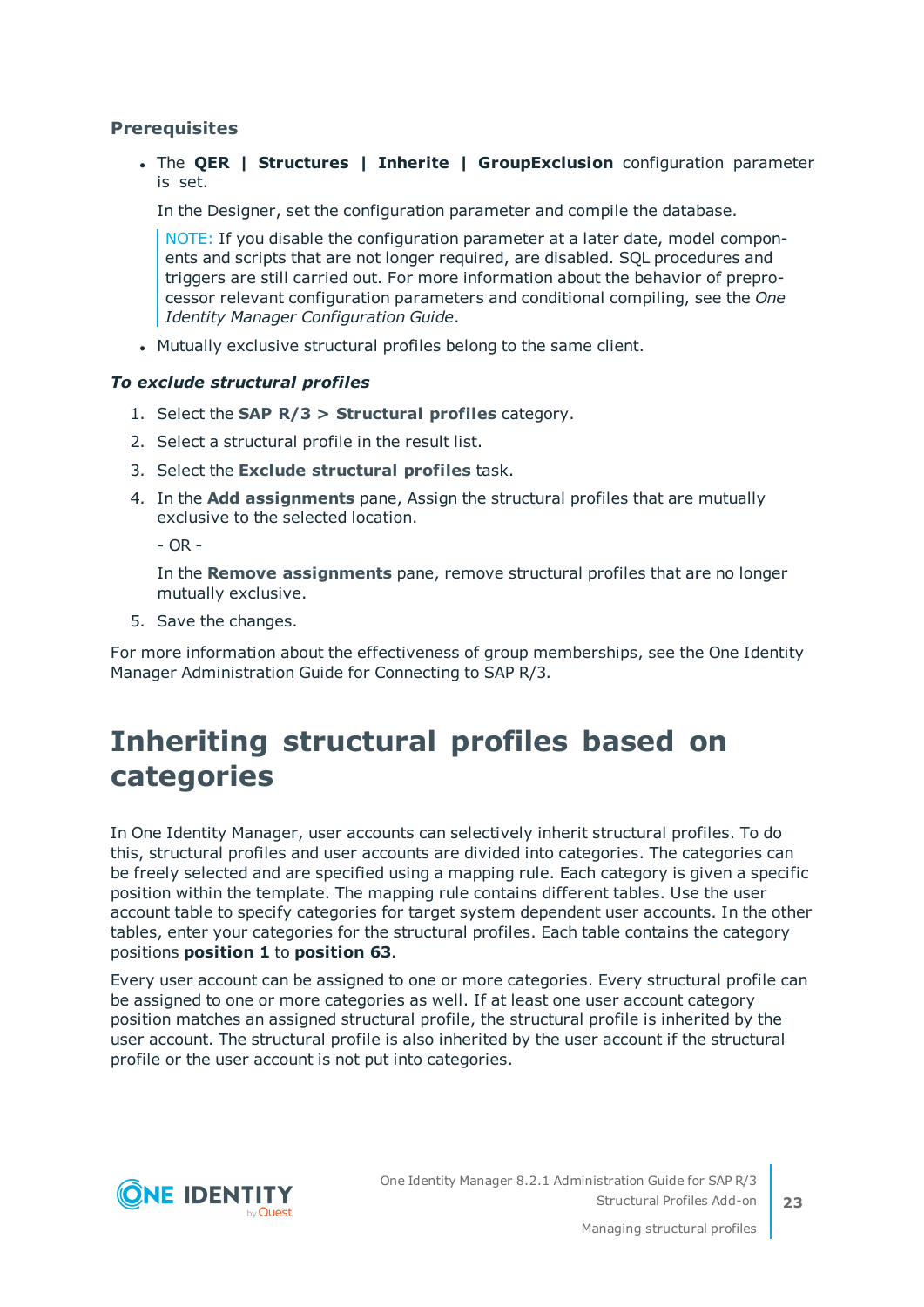### Prerequisites

- The **QER | Structures | Inherite | GroupExclusion** configuration parameter is set.

  In the Designer, set the configuration parameter and compile the database.

  > NOTE: If you disable the configuration parameter at a later date, model components and scripts that are not longer required, are disabled. SQL procedures and triggers are still carried out. For more information about the behavior of preprocessor relevant configuration parameters and conditional compiling, see the *One Identity Manager Configuration Guide*.

- Mutually exclusive structural profiles belong to the same client.

***To exclude structural profiles***

1. Select the **SAP R/3 > Structural profiles** category.
2. Select a structural profile in the result list.
3. Select the **Exclude structural profiles** task.
4. In the **Add assignments** pane, Assign the structural profiles that are mutually exclusive to the selected location.

   \- OR -

   In the **Remove assignments** pane, remove structural profiles that are no longer mutually exclusive.
5. Save the changes.

For more information about the effectiveness of group memberships, see the One Identity Manager Administration Guide for Connecting to SAP R/3.

# Inheriting structural profiles based on categories

In One Identity Manager, user accounts can selectively inherit structural profiles. To do this, structural profiles and user accounts are divided into categories. The categories can be freely selected and are specified using a mapping rule. Each category is given a specific position within the template. The mapping rule contains different tables. Use the user account table to specify categories for target system dependent user accounts. In the other tables, enter your categories for the structural profiles. Each table contains the category positions **position 1** to **position 63**.

Every user account can be assigned to one or more categories. Every structural profile can be assigned to one or more categories as well. If at least one user account category position matches an assigned structural profile, the structural profile is inherited by the user account. The structural profile is also inherited by the user account if the structural profile or the user account is not put into categories.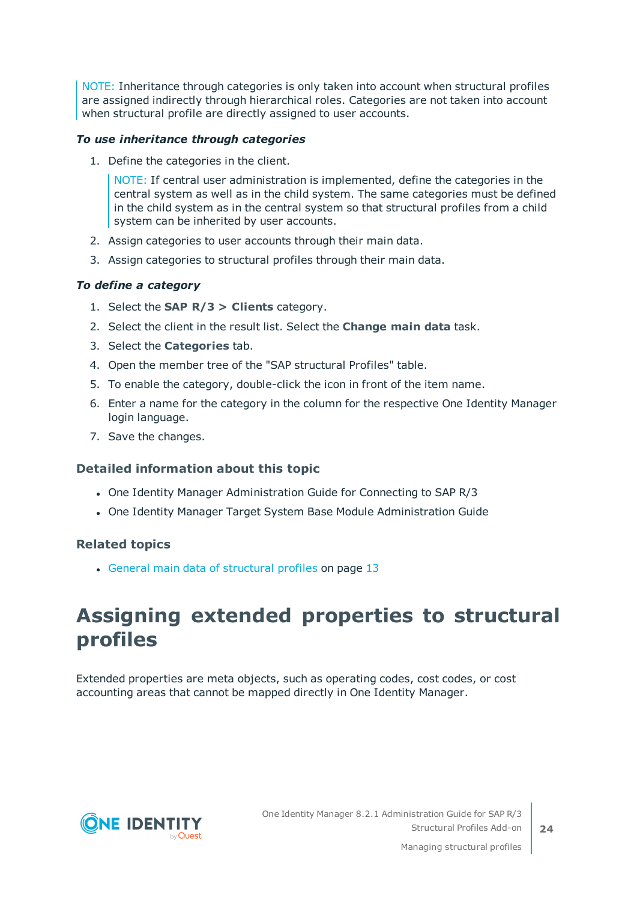NOTE: Inheritance through categories is only taken into account when structural profiles are assigned indirectly through hierarchical roles. Categories are not taken into account when structural profile are directly assigned to user accounts.

***To use inheritance through categories***

1. Define the categories in the client.

   NOTE: If central user administration is implemented, define the categories in the central system as well as in the child system. The same categories must be defined in the child system as in the central system so that structural profiles from a child system can be inherited by user accounts.

2. Assign categories to user accounts through their main data.
3. Assign categories to structural profiles through their main data.

***To define a category***

1. Select the **SAP R/3 > Clients** category.
2. Select the client in the result list. Select the **Change main data** task.
3. Select the **Categories** tab.
4. Open the member tree of the "SAP structural Profiles" table.
5. To enable the category, double-click the icon in front of the item name.
6. Enter a name for the category in the column for the respective One Identity Manager login language.
7. Save the changes.

### Detailed information about this topic

- One Identity Manager Administration Guide for Connecting to SAP R/3
- One Identity Manager Target System Base Module Administration Guide

### Related topics

- General main data of structural profiles on page 13

# Assigning extended properties to structural profiles

Extended properties are meta objects, such as operating codes, cost codes, or cost accounting areas that cannot be mapped directly in One Identity Manager.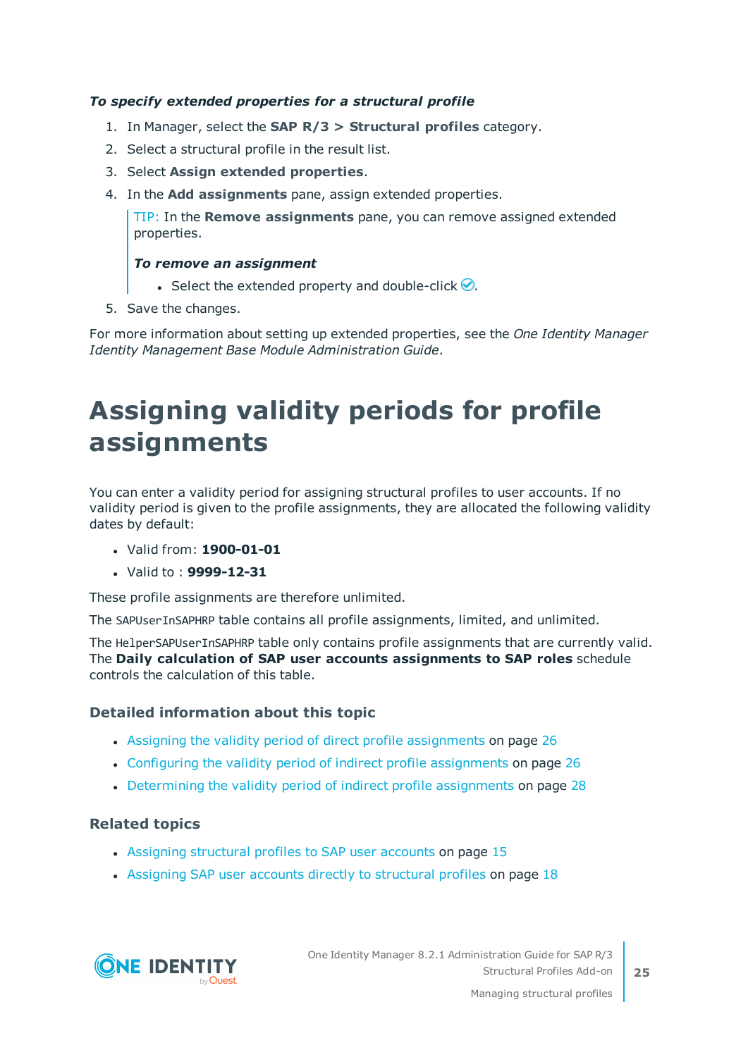***To specify extended properties for a structural profile***

1. In Manager, select the **SAP R/3 > Structural profiles** category.
2. Select a structural profile in the result list.
3. Select **Assign extended properties**.
4. In the **Add assignments** pane, assign extended properties.

   TIP: In the **Remove assignments** pane, you can remove assigned extended properties.

   ***To remove an assignment***

   - Select the extended property and double-click ✅.
5. Save the changes.

For more information about setting up extended properties, see the *One Identity Manager Identity Management Base Module Administration Guide*.

# Assigning validity periods for profile assignments

You can enter a validity period for assigning structural profiles to user accounts. If no validity period is given to the profile assignments, they are allocated the following validity dates by default:

- Valid from: **1900-01-01**
- Valid to : **9999-12-31**

These profile assignments are therefore unlimited.

The `SAPUserInSAPHRP` table contains all profile assignments, limited, and unlimited.

The `HelperSAPUserInSAPHRP` table only contains profile assignments that are currently valid. The **Daily calculation of SAP user accounts assignments to SAP roles** schedule controls the calculation of this table.

### Detailed information about this topic

- Assigning the validity period of direct profile assignments on page 26
- Configuring the validity period of indirect profile assignments on page 26
- Determining the validity period of indirect profile assignments on page 28

### Related topics

- Assigning structural profiles to SAP user accounts on page 15
- Assigning SAP user accounts directly to structural profiles on page 18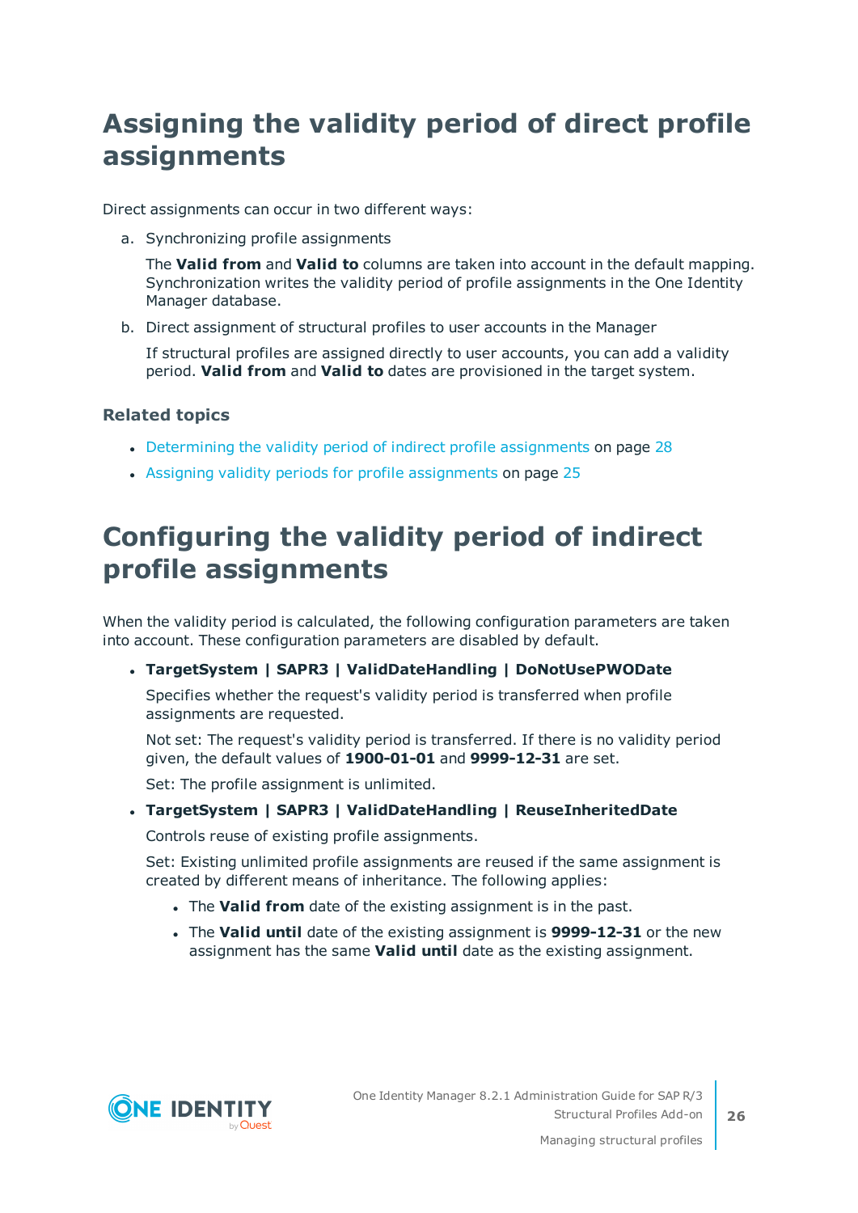# Assigning the validity period of direct profile assignments

Direct assignments can occur in two different ways:

a. Synchronizing profile assignments

   The **Valid from** and **Valid to** columns are taken into account in the default mapping. Synchronization writes the validity period of profile assignments in the One Identity Manager database.

b. Direct assignment of structural profiles to user accounts in the Manager

   If structural profiles are assigned directly to user accounts, you can add a validity period. **Valid from** and **Valid to** dates are provisioned in the target system.

### Related topics

- Determining the validity period of indirect profile assignments on page 28
- Assigning validity periods for profile assignments on page 25

# Configuring the validity period of indirect profile assignments

When the validity period is calculated, the following configuration parameters are taken into account. These configuration parameters are disabled by default.

- **TargetSystem | SAPR3 | ValidDateHandling | DoNotUsePWODate**

  Specifies whether the request's validity period is transferred when profile assignments are requested.

  Not set: The request's validity period is transferred. If there is no validity period given, the default values of **1900-01-01** and **9999-12-31** are set.

  Set: The profile assignment is unlimited.

- **TargetSystem | SAPR3 | ValidDateHandling | ReuseInheritedDate**

  Controls reuse of existing profile assignments.

  Set: Existing unlimited profile assignments are reused if the same assignment is created by different means of inheritance. The following applies:

  - The **Valid from** date of the existing assignment is in the past.
  - The **Valid until** date of the existing assignment is **9999-12-31** or the new assignment has the same **Valid until** date as the existing assignment.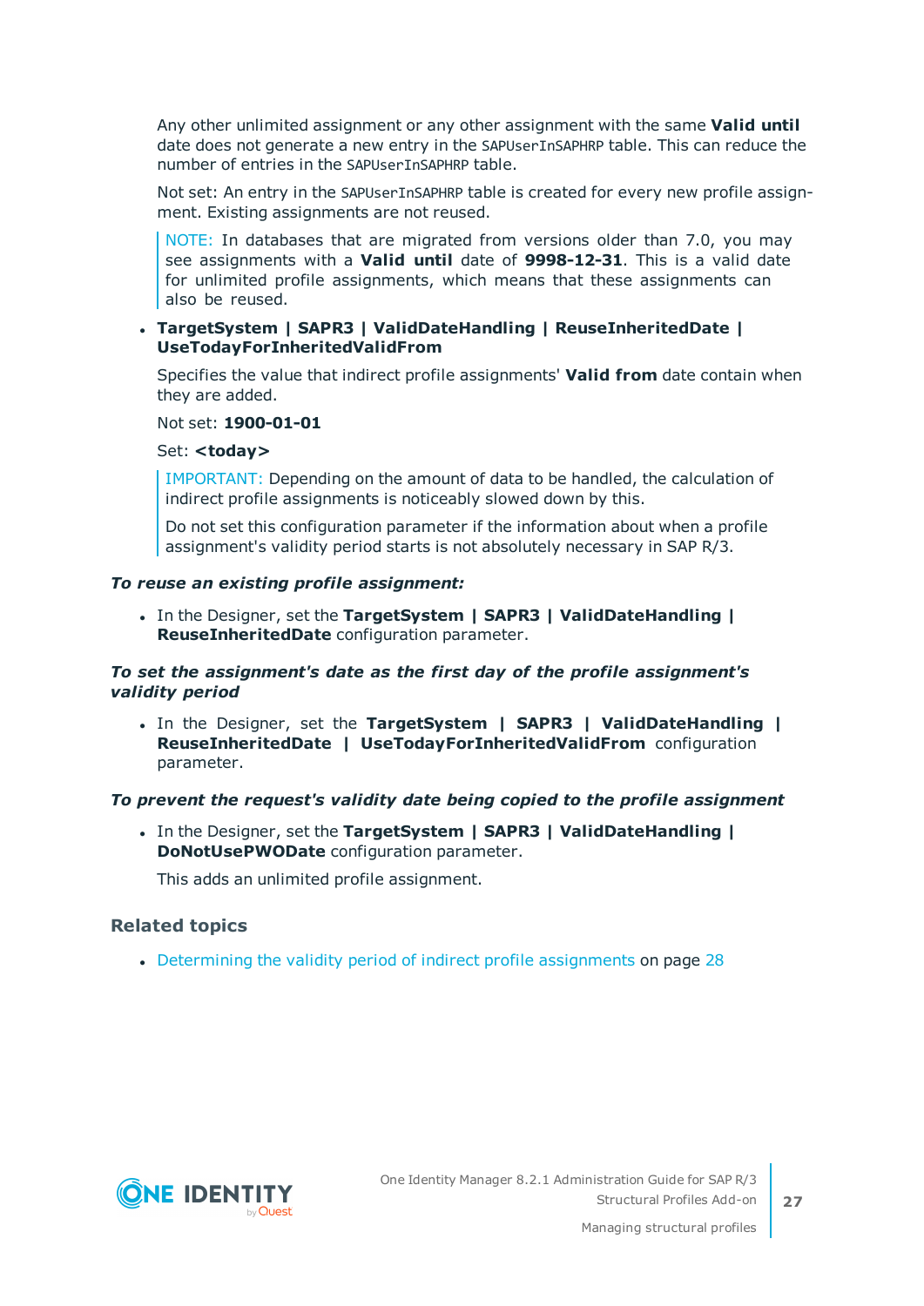Any other unlimited assignment or any other assignment with the same **Valid until** date does not generate a new entry in the SAPUserInSAPHRP table. This can reduce the number of entries in the SAPUserInSAPHRP table.

Not set: An entry in the SAPUserInSAPHRP table is created for every new profile assignment. Existing assignments are not reused.

> NOTE: In databases that are migrated from versions older than 7.0, you may see assignments with a **Valid until** date of **9998-12-31**. This is a valid date for unlimited profile assignments, which means that these assignments can also be reused.

- **TargetSystem | SAPR3 | ValidDateHandling | ReuseInheritedDate | UseTodayForInheritedValidFrom**

  Specifies the value that indirect profile assignments' **Valid from** date contain when they are added.

  Not set: **1900-01-01**

  Set: **<today>**

  > IMPORTANT: Depending on the amount of data to be handled, the calculation of indirect profile assignments is noticeably slowed down by this.
  >
  > Do not set this configuration parameter if the information about when a profile assignment's validity period starts is not absolutely necessary in SAP R/3.

***To reuse an existing profile assignment:***

- In the Designer, set the **TargetSystem | SAPR3 | ValidDateHandling | ReuseInheritedDate** configuration parameter.

***To set the assignment's date as the first day of the profile assignment's validity period***

- In the Designer, set the **TargetSystem | SAPR3 | ValidDateHandling | ReuseInheritedDate | UseTodayForInheritedValidFrom** configuration parameter.

***To prevent the request's validity date being copied to the profile assignment***

- In the Designer, set the **TargetSystem | SAPR3 | ValidDateHandling | DoNotUsePWODate** configuration parameter.

  This adds an unlimited profile assignment.

### Related topics

- Determining the validity period of indirect profile assignments on page 28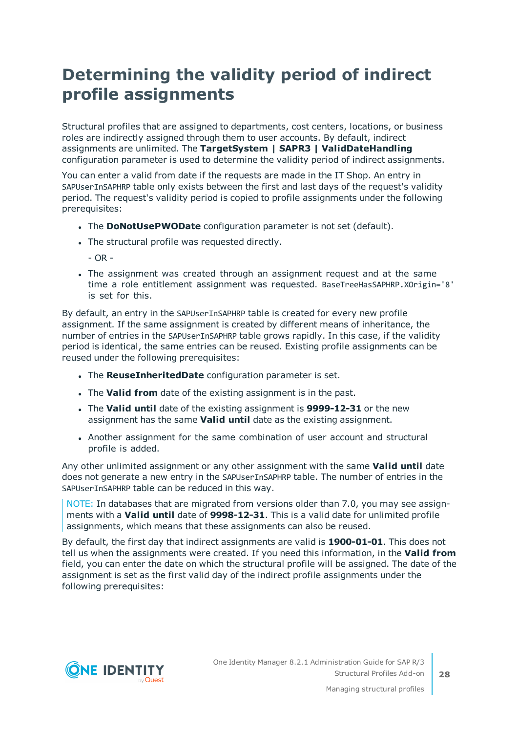# Determining the validity period of indirect profile assignments

Structural profiles that are assigned to departments, cost centers, locations, or business roles are indirectly assigned through them to user accounts. By default, indirect assignments are unlimited. The **TargetSystem | SAPR3 | ValidDateHandling** configuration parameter is used to determine the validity period of indirect assignments.

You can enter a valid from date if the requests are made in the IT Shop. An entry in SAPUserInSAPHRP table only exists between the first and last days of the request's validity period. The request's validity period is copied to profile assignments under the following prerequisites:

- The **DoNotUsePWODate** configuration parameter is not set (default).
- The structural profile was requested directly.

  - OR -

- The assignment was created through an assignment request and at the same time a role entitlement assignment was requested. BaseTreeHasSAPHRP.XOrigin='8' is set for this.

By default, an entry in the SAPUserInSAPHRP table is created for every new profile assignment. If the same assignment is created by different means of inheritance, the number of entries in the SAPUserInSAPHRP table grows rapidly. In this case, if the validity period is identical, the same entries can be reused. Existing profile assignments can be reused under the following prerequisites:

- The **ReuseInheritedDate** configuration parameter is set.
- The **Valid from** date of the existing assignment is in the past.
- The **Valid until** date of the existing assignment is **9999-12-31** or the new assignment has the same **Valid until** date as the existing assignment.
- Another assignment for the same combination of user account and structural profile is added.

Any other unlimited assignment or any other assignment with the same **Valid until** date does not generate a new entry in the SAPUserInSAPHRP table. The number of entries in the SAPUserInSAPHRP table can be reduced in this way.

NOTE: In databases that are migrated from versions older than 7.0, you may see assignments with a **Valid until** date of **9998-12-31**. This is a valid date for unlimited profile assignments, which means that these assignments can also be reused.

By default, the first day that indirect assignments are valid is **1900-01-01**. This does not tell us when the assignments were created. If you need this information, in the **Valid from** field, you can enter the date on which the structural profile will be assigned. The date of the assignment is set as the first valid day of the indirect profile assignments under the following prerequisites: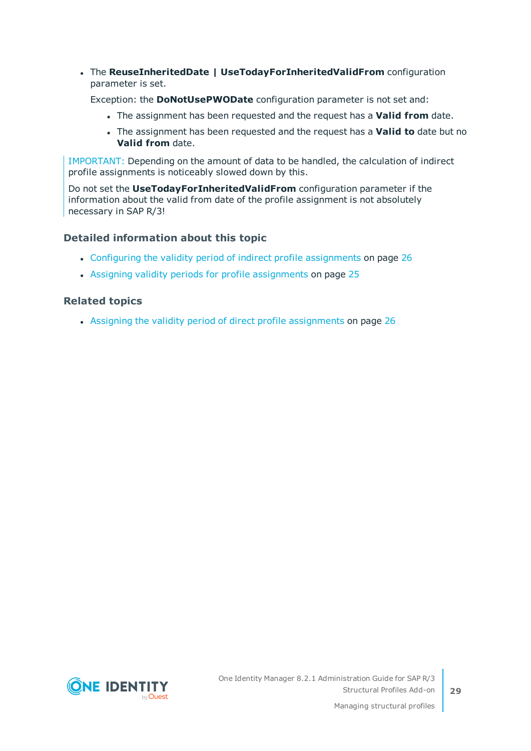- The **ReuseInheritedDate | UseTodayForInheritedValidFrom** configuration parameter is set.

  Exception: the **DoNotUsePWODate** configuration parameter is not set and:

  - The assignment has been requested and the request has a **Valid from** date.
  - The assignment has been requested and the request has a **Valid to** date but no **Valid from** date.

> IMPORTANT: Depending on the amount of data to be handled, the calculation of indirect profile assignments is noticeably slowed down by this.
>
> Do not set the **UseTodayForInheritedValidFrom** configuration parameter if the information about the valid from date of the profile assignment is not absolutely necessary in SAP R/3!

### Detailed information about this topic

- Configuring the validity period of indirect profile assignments on page 26
- Assigning validity periods for profile assignments on page 25

### Related topics

- Assigning the validity period of direct profile assignments on page 26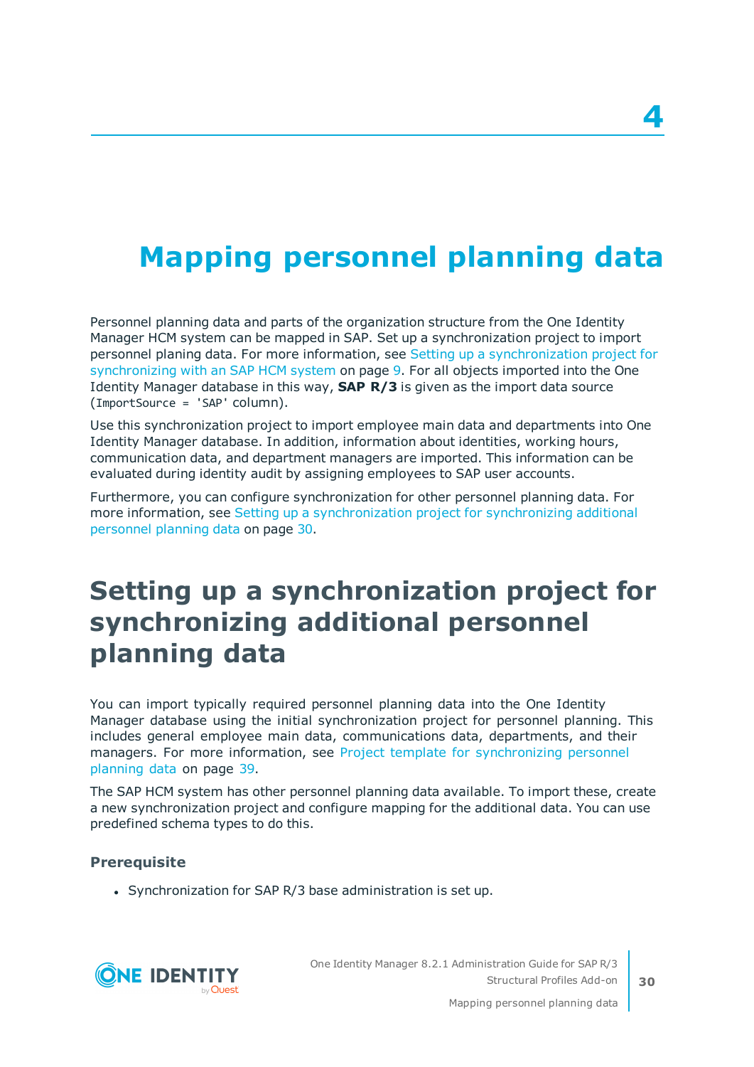# 4 Mapping personnel planning data

Personnel planning data and parts of the organization structure from the One Identity Manager HCM system can be mapped in SAP. Set up a synchronization project to import personnel planing data. For more information, see Setting up a synchronization project for synchronizing with an SAP HCM system on page 9. For all objects imported into the One Identity Manager database in this way, **SAP R/3** is given as the import data source (`ImportSource = 'SAP'` column).

Use this synchronization project to import employee main data and departments into One Identity Manager database. In addition, information about identities, working hours, communication data, and department managers are imported. This information can be evaluated during identity audit by assigning employees to SAP user accounts.

Furthermore, you can configure synchronization for other personnel planning data. For more information, see Setting up a synchronization project for synchronizing additional personnel planning data on page 30.

## Setting up a synchronization project for synchronizing additional personnel planning data

You can import typically required personnel planning data into the One Identity Manager database using the initial synchronization project for personnel planning. This includes general employee main data, communications data, departments, and their managers. For more information, see Project template for synchronizing personnel planning data on page 39.

The SAP HCM system has other personnel planning data available. To import these, create a new synchronization project and configure mapping for the additional data. You can use predefined schema types to do this.

### Prerequisite

- Synchronization for SAP R/3 base administration is set up.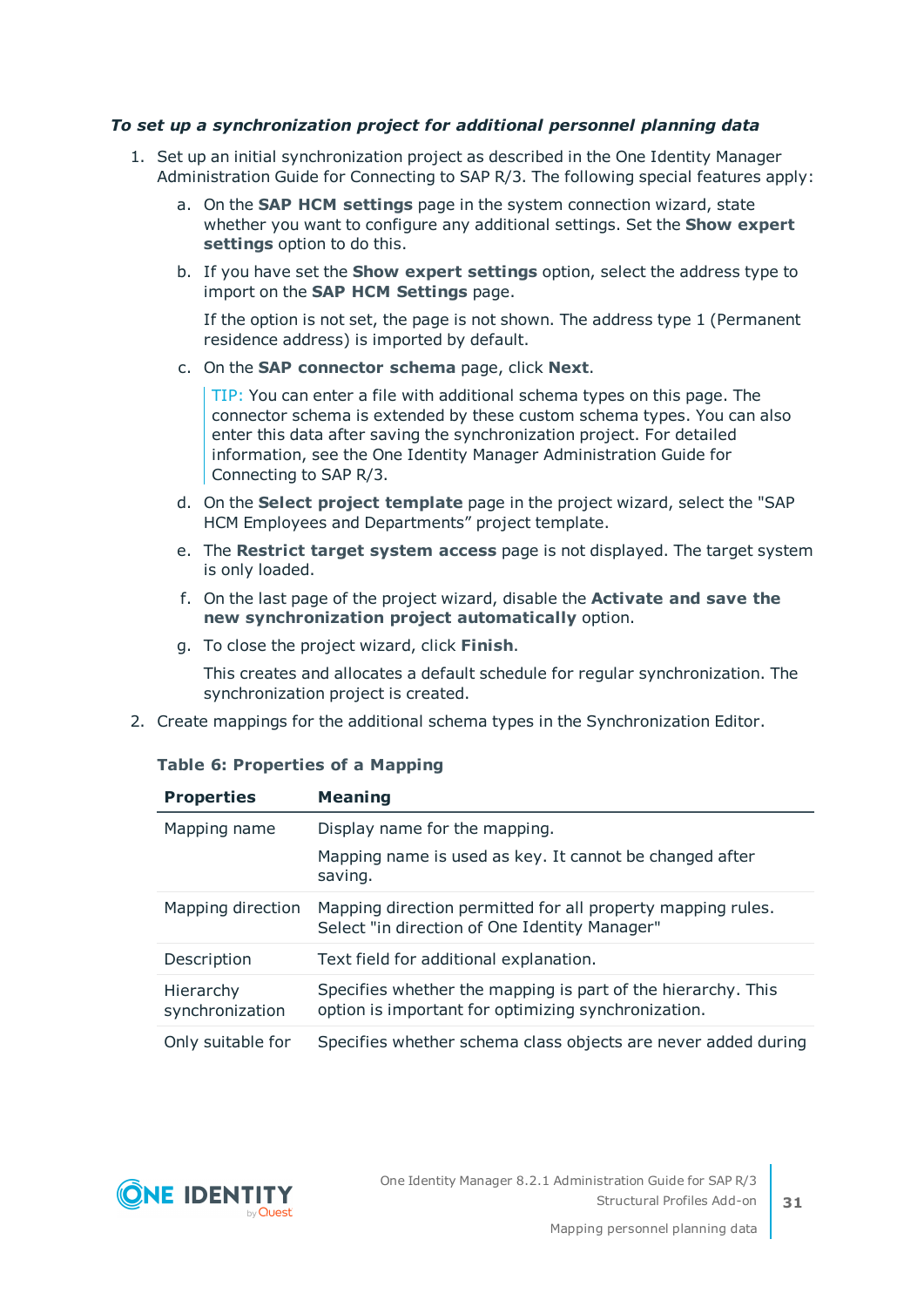*To set up a synchronization project for additional personnel planning data*

1. Set up an initial synchronization project as described in the One Identity Manager Administration Guide for Connecting to SAP R/3. The following special features apply:
   a. On the **SAP HCM settings** page in the system connection wizard, state whether you want to configure any additional settings. Set the **Show expert settings** option to do this.
   b. If you have set the **Show expert settings** option, select the address type to import on the **SAP HCM Settings** page.

      If the option is not set, the page is not shown. The address type 1 (Permanent residence address) is imported by default.
   c. On the **SAP connector schema** page, click **Next**.

      TIP: You can enter a file with additional schema types on this page. The connector schema is extended by these custom schema types. You can also enter this data after saving the synchronization project. For detailed information, see the One Identity Manager Administration Guide for Connecting to SAP R/3.
   d. On the **Select project template** page in the project wizard, select the "SAP HCM Employees and Departments" project template.
   e. The **Restrict target system access** page is not displayed. The target system is only loaded.
   f. On the last page of the project wizard, disable the **Activate and save the new synchronization project automatically** option.
   g. To close the project wizard, click **Finish**.

      This creates and allocates a default schedule for regular synchronization. The synchronization project is created.
2. Create mappings for the additional schema types in the Synchronization Editor.

**Table 6: Properties of a Mapping**

| Properties | Meaning |
|---|---|
| Mapping name | Display name for the mapping.<br><br>Mapping name is used as key. It cannot be changed after saving. |
| Mapping direction | Mapping direction permitted for all property mapping rules. Select "in direction of One Identity Manager" |
| Description | Text field for additional explanation. |
| Hierarchy synchronization | Specifies whether the mapping is part of the hierarchy. This option is important for optimizing synchronization. |
| Only suitable for | Specifies whether schema class objects are never added during |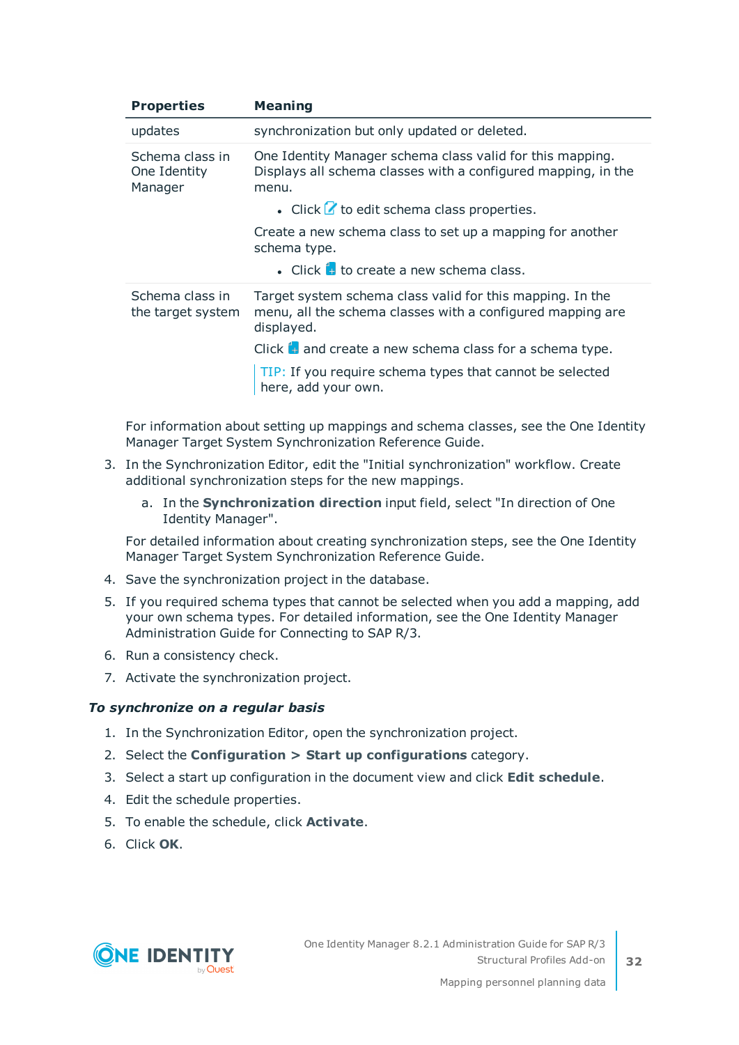| Properties | Meaning |
|---|---|
| updates | synchronization but only updated or deleted. |
| Schema class in One Identity Manager | One Identity Manager schema class valid for this mapping. Displays all schema classes with a configured mapping, in the menu.<br>• Click to edit schema class properties.<br>Create a new schema class to set up a mapping for another schema type.<br>• Click to create a new schema class. |
| Schema class in the target system | Target system schema class valid for this mapping. In the menu, all the schema classes with a configured mapping are displayed.<br>Click and create a new schema class for a schema type.<br>TIP: If you require schema types that cannot be selected here, add your own. |

For information about setting up mappings and schema classes, see the One Identity Manager Target System Synchronization Reference Guide.

3. In the Synchronization Editor, edit the "Initial synchronization" workflow. Create additional synchronization steps for the new mappings.
   a. In the **Synchronization direction** input field, select "In direction of One Identity Manager".

   For detailed information about creating synchronization steps, see the One Identity Manager Target System Synchronization Reference Guide.
4. Save the synchronization project in the database.
5. If you required schema types that cannot be selected when you add a mapping, add your own schema types. For detailed information, see the One Identity Manager Administration Guide for Connecting to SAP R/3.
6. Run a consistency check.
7. Activate the synchronization project.

***To synchronize on a regular basis***

1. In the Synchronization Editor, open the synchronization project.
2. Select the **Configuration > Start up configurations** category.
3. Select a start up configuration in the document view and click **Edit schedule**.
4. Edit the schedule properties.
5. To enable the schedule, click **Activate**.
6. Click **OK**.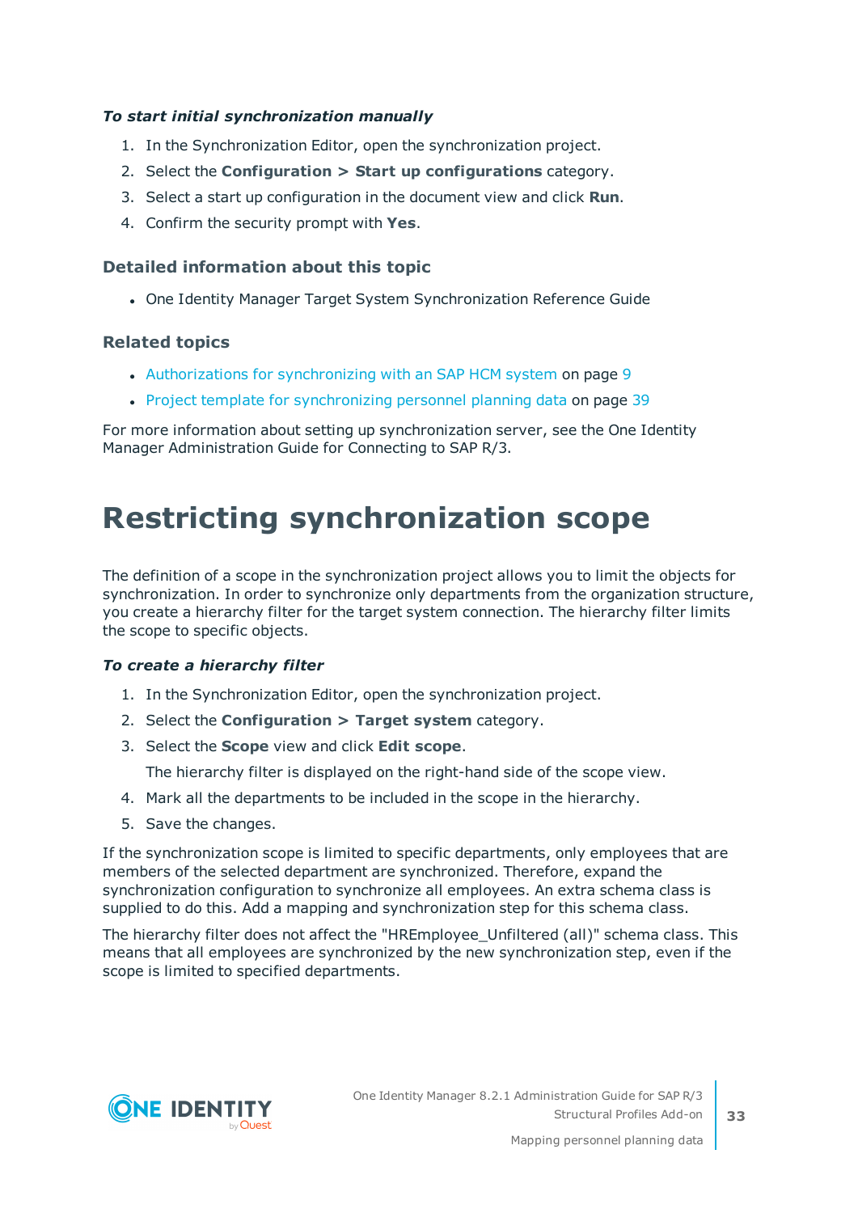*To start initial synchronization manually*

1. In the Synchronization Editor, open the synchronization project.
2. Select the **Configuration > Start up configurations** category.
3. Select a start up configuration in the document view and click **Run**.
4. Confirm the security prompt with **Yes**.

### Detailed information about this topic

- One Identity Manager Target System Synchronization Reference Guide

### Related topics

- Authorizations for synchronizing with an SAP HCM system on page 9
- Project template for synchronizing personnel planning data on page 39

For more information about setting up synchronization server, see the One Identity Manager Administration Guide for Connecting to SAP R/3.

# Restricting synchronization scope

The definition of a scope in the synchronization project allows you to limit the objects for synchronization. In order to synchronize only departments from the organization structure, you create a hierarchy filter for the target system connection. The hierarchy filter limits the scope to specific objects.

*To create a hierarchy filter*

1. In the Synchronization Editor, open the synchronization project.
2. Select the **Configuration > Target system** category.
3. Select the **Scope** view and click **Edit scope**.

   The hierarchy filter is displayed on the right-hand side of the scope view.
4. Mark all the departments to be included in the scope in the hierarchy.
5. Save the changes.

If the synchronization scope is limited to specific departments, only employees that are members of the selected department are synchronized. Therefore, expand the synchronization configuration to synchronize all employees. An extra schema class is supplied to do this. Add a mapping and synchronization step for this schema class.

The hierarchy filter does not affect the "HREmployee_Unfiltered (all)" schema class. This means that all employees are synchronized by the new synchronization step, even if the scope is limited to specified departments.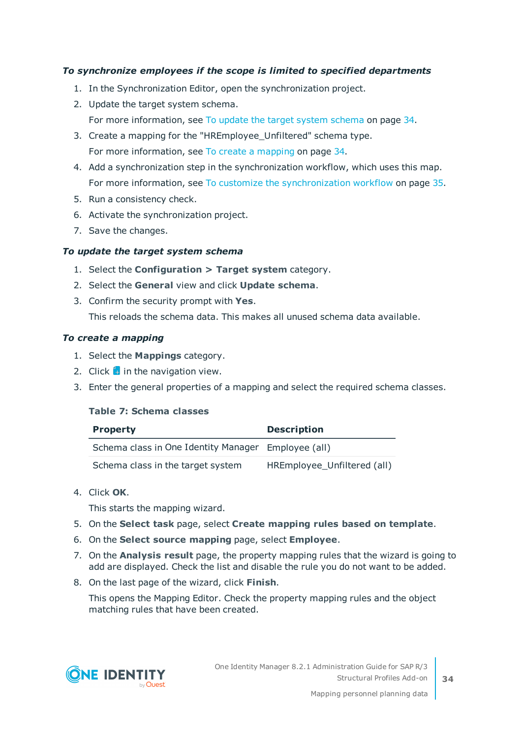***To synchronize employees if the scope is limited to specified departments***

1. In the Synchronization Editor, open the synchronization project.
2. Update the target system schema.

   For more information, see To update the target system schema on page 34.
3. Create a mapping for the "HREmployee_Unfiltered" schema type.

   For more information, see To create a mapping on page 34.
4. Add a synchronization step in the synchronization workflow, which uses this map.

   For more information, see To customize the synchronization workflow on page 35.
5. Run a consistency check.
6. Activate the synchronization project.
7. Save the changes.

***To update the target system schema***

1. Select the **Configuration > Target system** category.
2. Select the **General** view and click **Update schema**.
3. Confirm the security prompt with **Yes**.

   This reloads the schema data. This makes all unused schema data available.

***To create a mapping***

1. Select the **Mappings** category.
2. Click  in the navigation view.
3. Enter the general properties of a mapping and select the required schema classes.

**Table 7: Schema classes**

| Property | Description |
| --- | --- |
| Schema class in One Identity Manager | Employee (all) |
| Schema class in the target system | HREmployee_Unfiltered (all) |

4. Click **OK**.

   This starts the mapping wizard.
5. On the **Select task** page, select **Create mapping rules based on template**.
6. On the **Select source mapping** page, select **Employee**.
7. On the **Analysis result** page, the property mapping rules that the wizard is going to add are displayed. Check the list and disable the rule you do not want to be added.
8. On the last page of the wizard, click **Finish**.

   This opens the Mapping Editor. Check the property mapping rules and the object matching rules that have been created.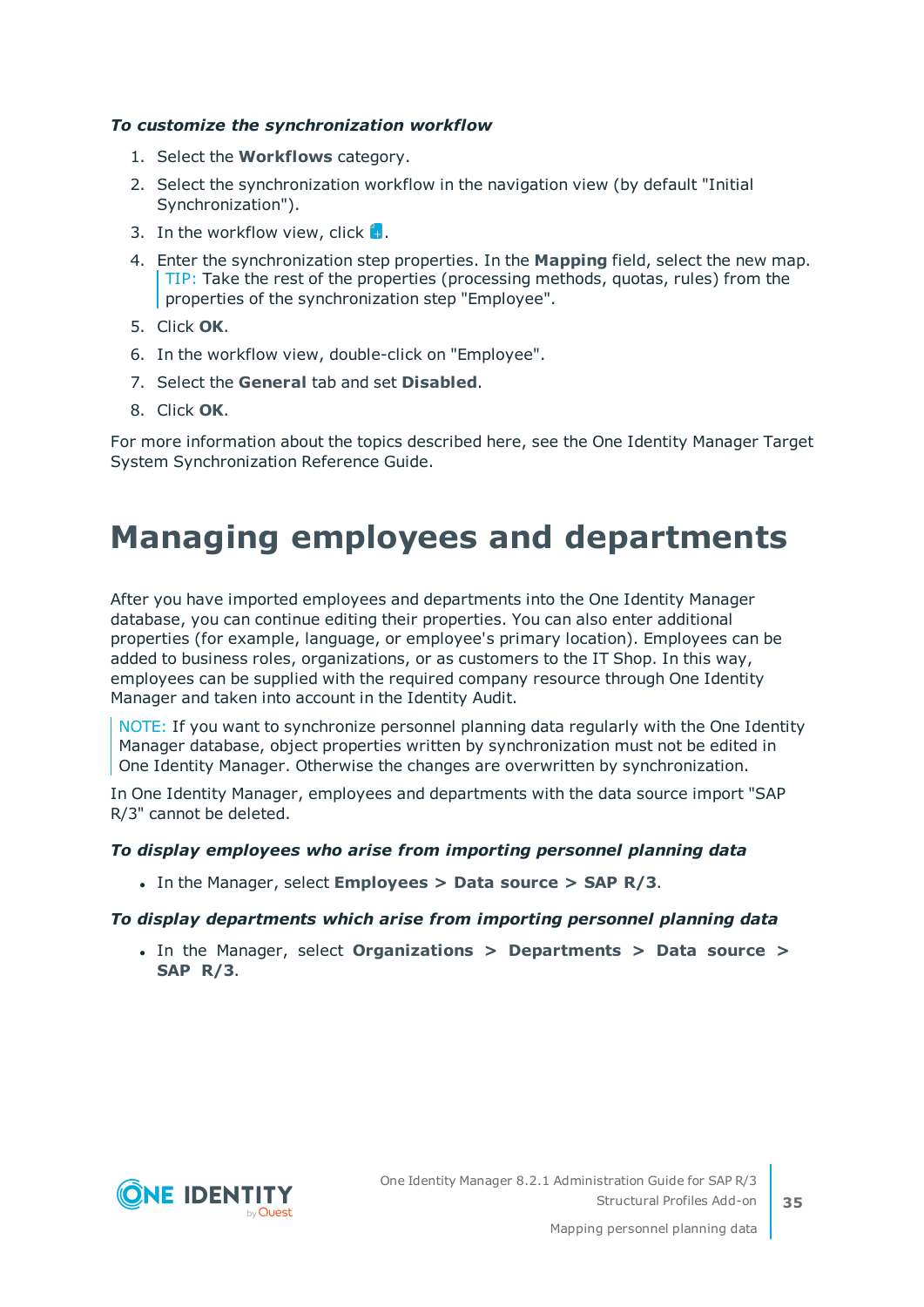***To customize the synchronization workflow***

1. Select the **Workflows** category.
2. Select the synchronization workflow in the navigation view (by default "Initial Synchronization").
3. In the workflow view, click .
4. Enter the synchronization step properties. In the **Mapping** field, select the new map.

   TIP: Take the rest of the properties (processing methods, quotas, rules) from the properties of the synchronization step "Employee".
5. Click **OK**.
6. In the workflow view, double-click on "Employee".
7. Select the **General** tab and set **Disabled**.
8. Click **OK**.

For more information about the topics described here, see the One Identity Manager Target System Synchronization Reference Guide.

# Managing employees and departments

After you have imported employees and departments into the One Identity Manager database, you can continue editing their properties. You can also enter additional properties (for example, language, or employee's primary location). Employees can be added to business roles, organizations, or as customers to the IT Shop. In this way, employees can be supplied with the required company resource through One Identity Manager and taken into account in the Identity Audit.

NOTE: If you want to synchronize personnel planning data regularly with the One Identity Manager database, object properties written by synchronization must not be edited in One Identity Manager. Otherwise the changes are overwritten by synchronization.

In One Identity Manager, employees and departments with the data source import "SAP R/3" cannot be deleted.

***To display employees who arise from importing personnel planning data***

- In the Manager, select **Employees > Data source > SAP R/3**.

***To display departments which arise from importing personnel planning data***

- In the Manager, select **Organizations > Departments > Data source > SAP R/3**.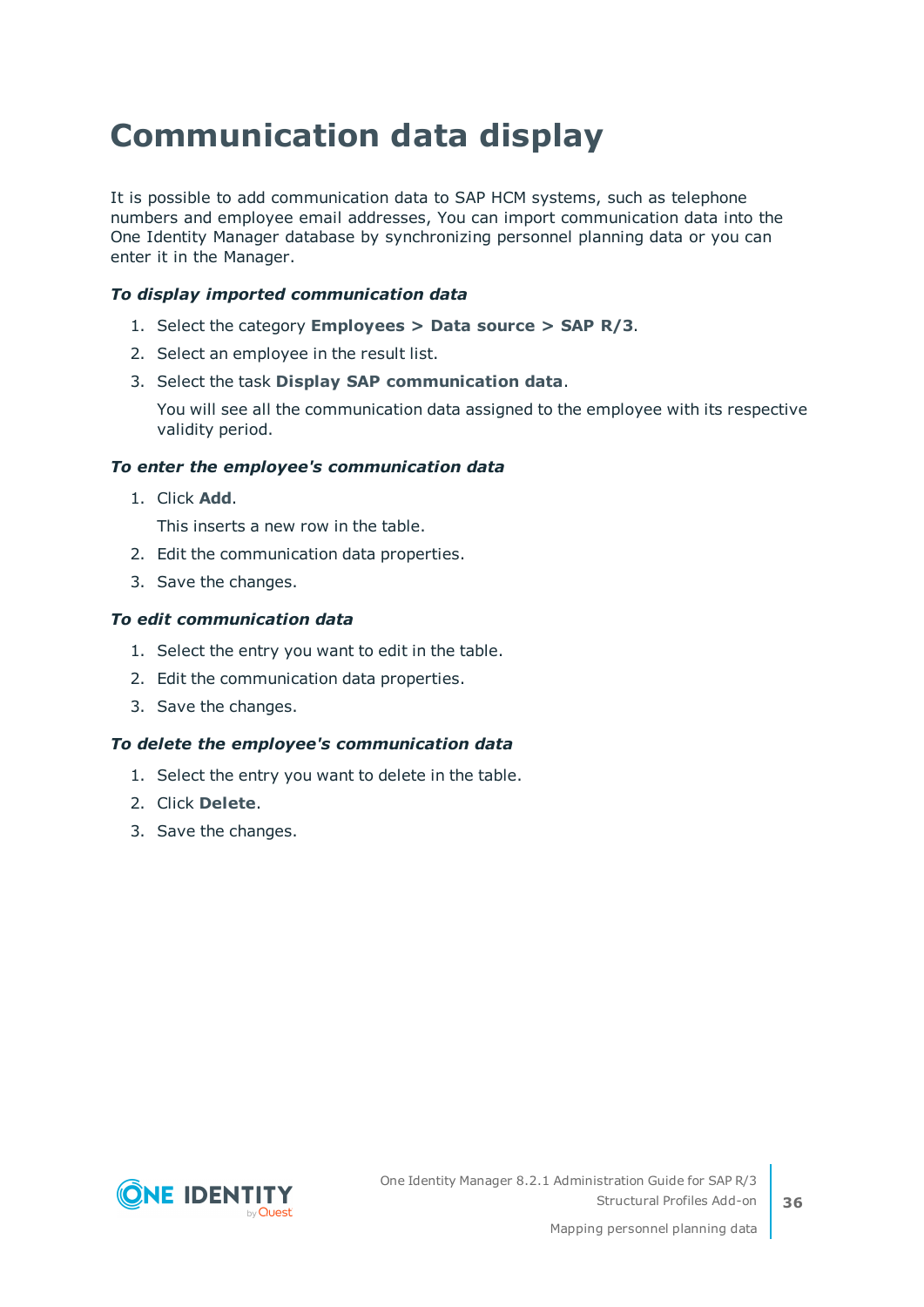# Communication data display

It is possible to add communication data to SAP HCM systems, such as telephone numbers and employee email addresses, You can import communication data into the One Identity Manager database by synchronizing personnel planning data or you can enter it in the Manager.

***To display imported communication data***

1. Select the category **Employees > Data source > SAP R/3**.
2. Select an employee in the result list.
3. Select the task **Display SAP communication data**.

   You will see all the communication data assigned to the employee with its respective validity period.

***To enter the employee's communication data***

1. Click **Add**.

   This inserts a new row in the table.
2. Edit the communication data properties.
3. Save the changes.

***To edit communication data***

1. Select the entry you want to edit in the table.
2. Edit the communication data properties.
3. Save the changes.

***To delete the employee's communication data***

1. Select the entry you want to delete in the table.
2. Click **Delete**.
3. Save the changes.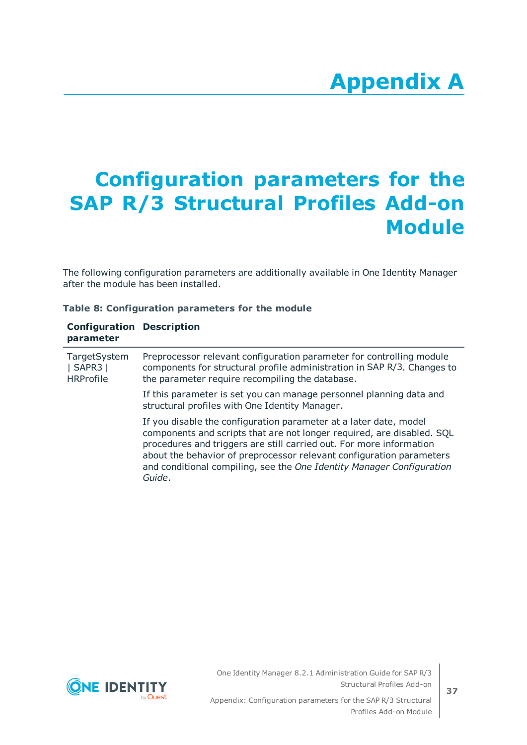# Appendix A

# Configuration parameters for the SAP R/3 Structural Profiles Add-on Module

The following configuration parameters are additionally available in One Identity Manager after the module has been installed.

**Table 8: Configuration parameters for the module**

| Configuration parameter | Description |
|---|---|
| TargetSystem \| SAPR3 \| HRProfile | Preprocessor relevant configuration parameter for controlling module components for structural profile administration in SAP R/3. Changes to the parameter require recompiling the database.<br><br>If this parameter is set you can manage personnel planning data and structural profiles with One Identity Manager.<br><br>If you disable the configuration parameter at a later date, model components and scripts that are not longer required, are disabled. SQL procedures and triggers are still carried out. For more information about the behavior of preprocessor relevant configuration parameters and conditional compiling, see the *One Identity Manager Configuration Guide*. |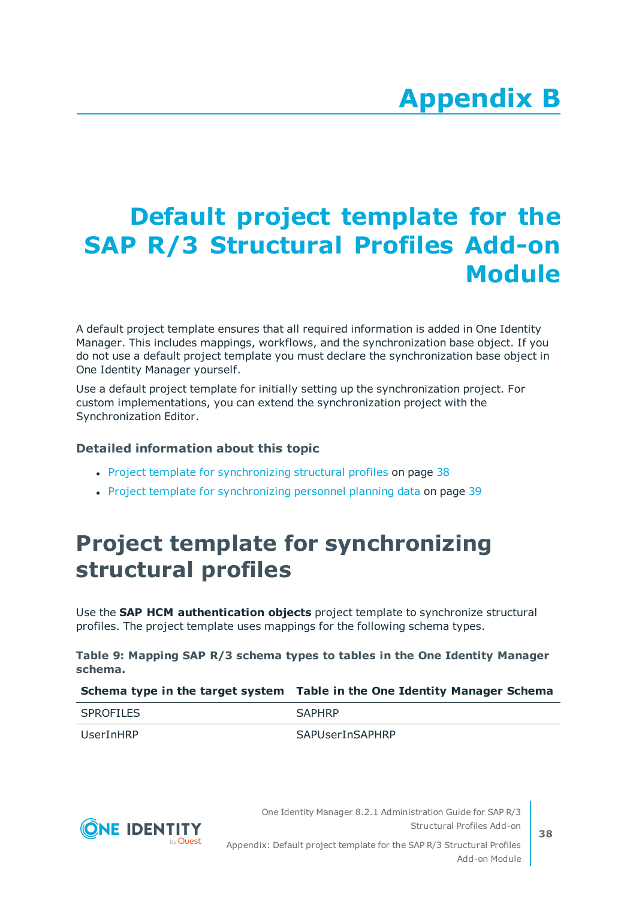# Appendix B

# Default project template for the SAP R/3 Structural Profiles Add-on Module

A default project template ensures that all required information is added in One Identity Manager. This includes mappings, workflows, and the synchronization base object. If you do not use a default project template you must declare the synchronization base object in One Identity Manager yourself.

Use a default project template for initially setting up the synchronization project. For custom implementations, you can extend the synchronization project with the Synchronization Editor.

### Detailed information about this topic

- Project template for synchronizing structural profiles on page 38
- Project template for synchronizing personnel planning data on page 39

## Project template for synchronizing structural profiles

Use the **SAP HCM authentication objects** project template to synchronize structural profiles. The project template uses mappings for the following schema types.

**Table 9: Mapping SAP R/3 schema types to tables in the One Identity Manager schema.**

| Schema type in the target system | Table in the One Identity Manager Schema |
|---|---|
| SPROFILES | SAPHRP |
| UserInHRP | SAPUserInSAPHRP |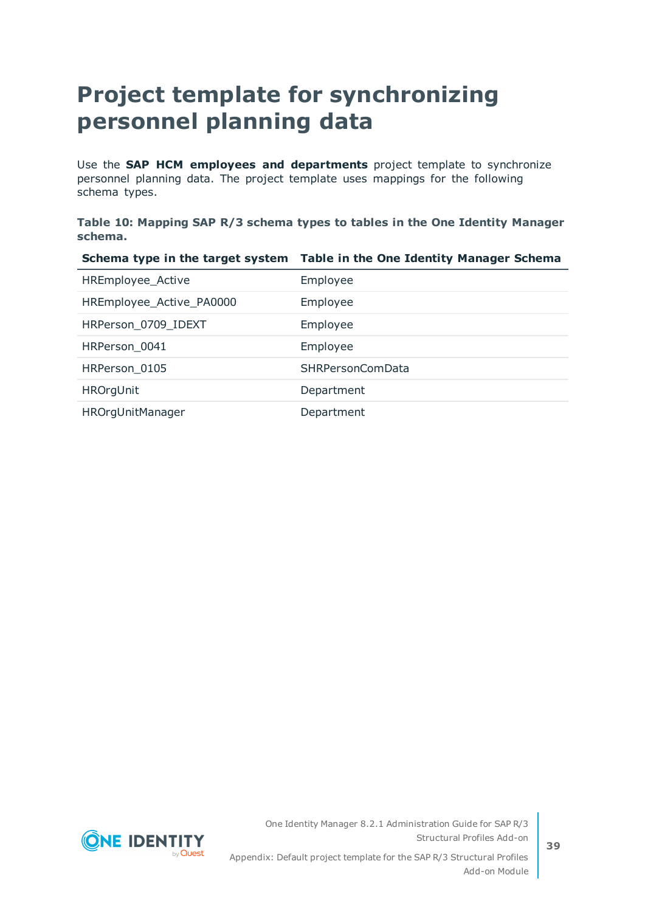# Project template for synchronizing personnel planning data

Use the **SAP HCM employees and departments** project template to synchronize personnel planning data. The project template uses mappings for the following schema types.

**Table 10: Mapping SAP R/3 schema types to tables in the One Identity Manager schema.**

| Schema type in the target system | Table in the One Identity Manager Schema |
|---|---|
| HREmployee_Active | Employee |
| HREmployee_Active_PA0000 | Employee |
| HRPerson_0709_IDEXT | Employee |
| HRPerson_0041 | Employee |
| HRPerson_0105 | SHRPersonComData |
| HROrgUnit | Department |
| HROrgUnitManager | Department |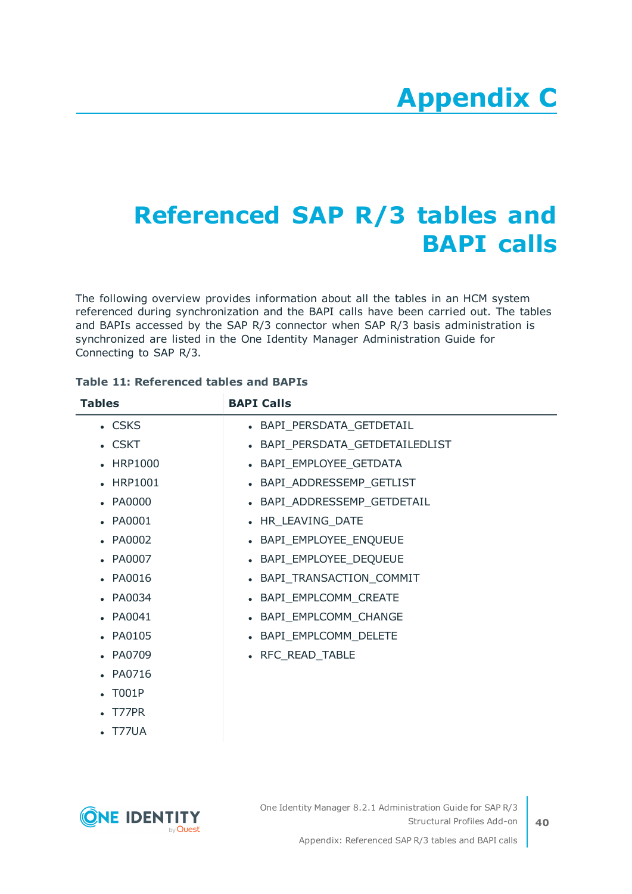# Appendix C

# Referenced SAP R/3 tables and BAPI calls

The following overview provides information about all the tables in an HCM system referenced during synchronization and the BAPI calls have been carried out. The tables and BAPIs accessed by the SAP R/3 connector when SAP R/3 basis administration is synchronized are listed in the One Identity Manager Administration Guide for Connecting to SAP R/3.

**Table 11: Referenced tables and BAPIs**

| Tables | BAPI Calls |
|---|---|
| • CSKS | • BAPI_PERSDATA_GETDETAIL |
| • CSKT | • BAPI_PERSDATA_GETDETAILEDLIST |
| • HRP1000 | • BAPI_EMPLOYEE_GETDATA |
| • HRP1001 | • BAPI_ADDRESSEMP_GETLIST |
| • PA0000 | • BAPI_ADDRESSEMP_GETDETAIL |
| • PA0001 | • HR_LEAVING_DATE |
| • PA0002 | • BAPI_EMPLOYEE_ENQUEUE |
| • PA0007 | • BAPI_EMPLOYEE_DEQUEUE |
| • PA0016 | • BAPI_TRANSACTION_COMMIT |
| • PA0034 | • BAPI_EMPLCOMM_CREATE |
| • PA0041 | • BAPI_EMPLCOMM_CHANGE |
| • PA0105 | • BAPI_EMPLCOMM_DELETE |
| • PA0709 | • RFC_READ_TABLE |
| • PA0716 | |
| • T001P | |
| • T77PR | |
| • T77UA | |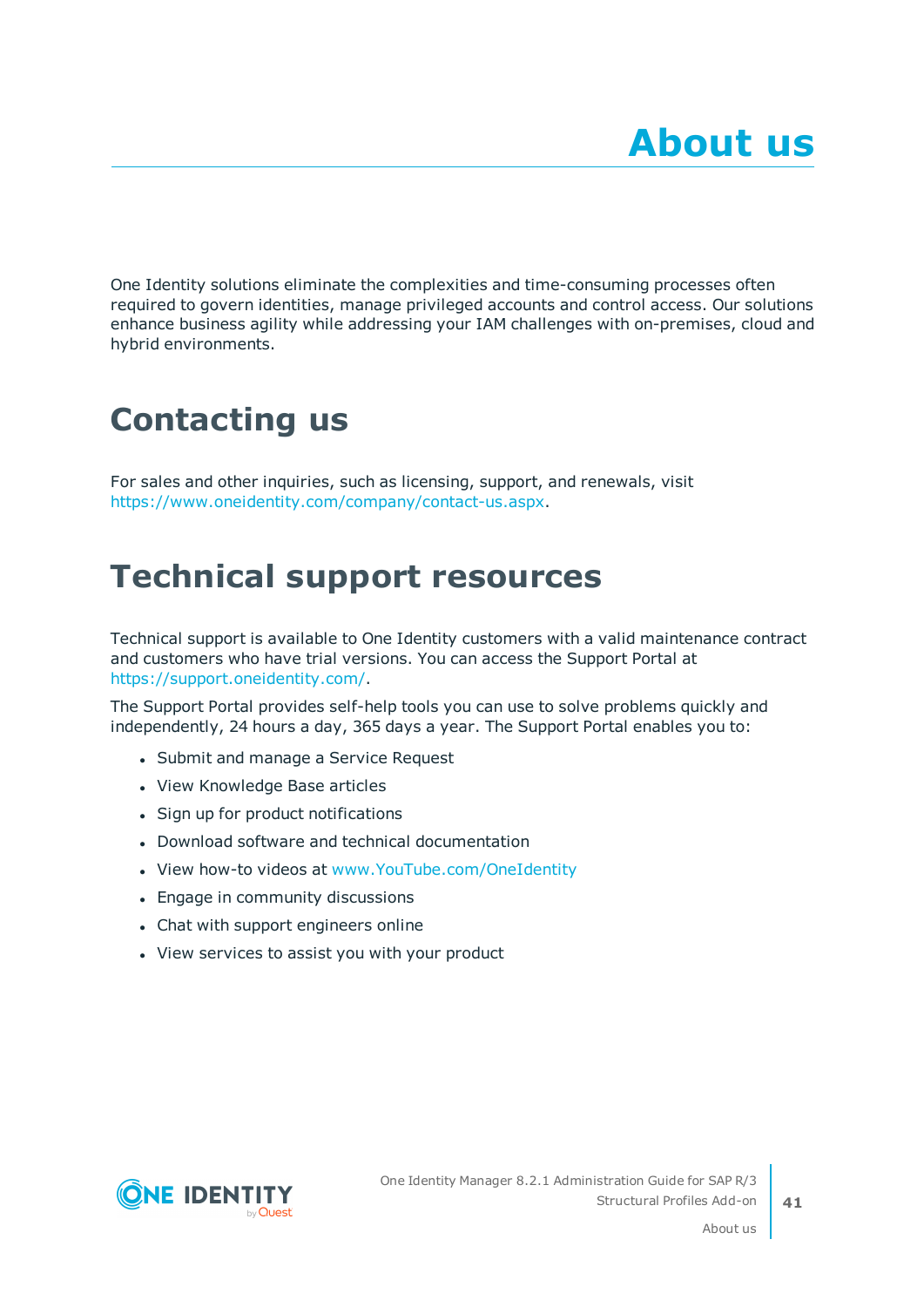# About us

One Identity solutions eliminate the complexities and time-consuming processes often required to govern identities, manage privileged accounts and control access. Our solutions enhance business agility while addressing your IAM challenges with on-premises, cloud and hybrid environments.

## Contacting us

For sales and other inquiries, such as licensing, support, and renewals, visit https://www.oneidentity.com/company/contact-us.aspx.

## Technical support resources

Technical support is available to One Identity customers with a valid maintenance contract and customers who have trial versions. You can access the Support Portal at https://support.oneidentity.com/.

The Support Portal provides self-help tools you can use to solve problems quickly and independently, 24 hours a day, 365 days a year. The Support Portal enables you to:

- Submit and manage a Service Request
- View Knowledge Base articles
- Sign up for product notifications
- Download software and technical documentation
- View how-to videos at www.YouTube.com/OneIdentity
- Engage in community discussions
- Chat with support engineers online
- View services to assist you with your product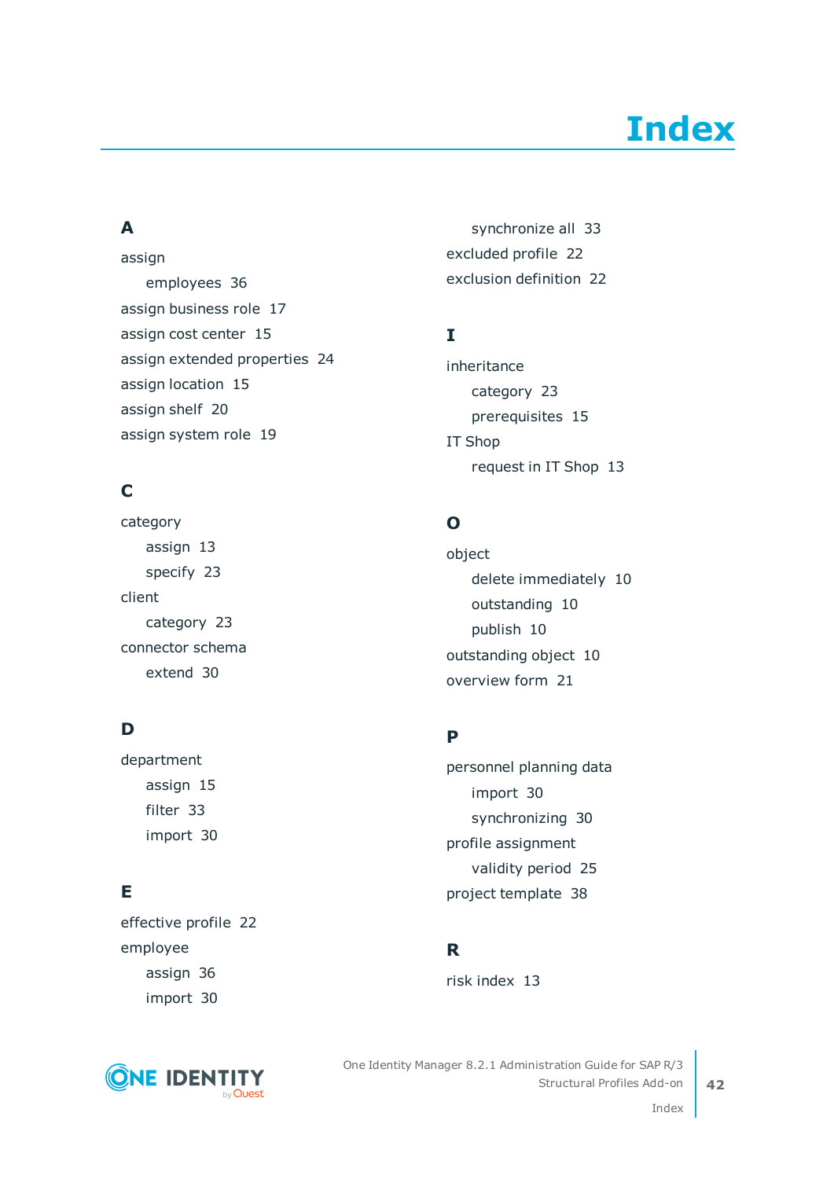# Index

## A

assign
- employees 36

assign business role 17

assign cost center 15

assign extended properties 24

assign location 15

assign shelf 20

assign system role 19

## C

category
- assign 13
- specify 23

client
- category 23

connector schema
- extend 30

## D

department
- assign 15
- filter 33
- import 30

## E

effective profile 22

employee
- assign 36
- import 30
- synchronize all 33

excluded profile 22

exclusion definition 22

## I

inheritance
- category 23
- prerequisites 15

IT Shop
- request in IT Shop 13

## O

object
- delete immediately 10
- outstanding 10
- publish 10

outstanding object 10

overview form 21

## P

personnel planning data
- import 30
- synchronizing 30

profile assignment
- validity period 25

project template 38

## R

risk index 13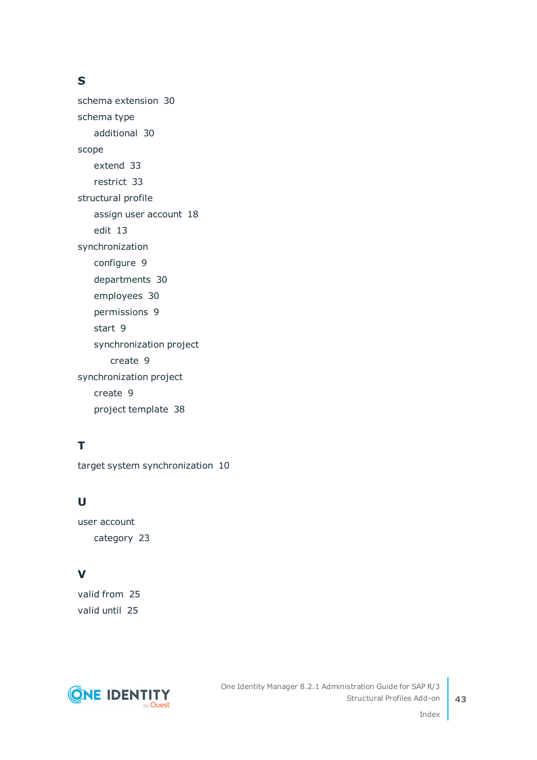## S

schema extension 30

schema type

- additional 30

scope

- extend 33
- restrict 33

structural profile

- assign user account 18
- edit 13

synchronization

- configure 9
- departments 30
- employees 30
- permissions 9
- start 9
- synchronization project
  - create 9

synchronization project

- create 9
- project template 38

## T

target system synchronization 10

## U

user account

- category 23

## V

valid from 25

valid until 25